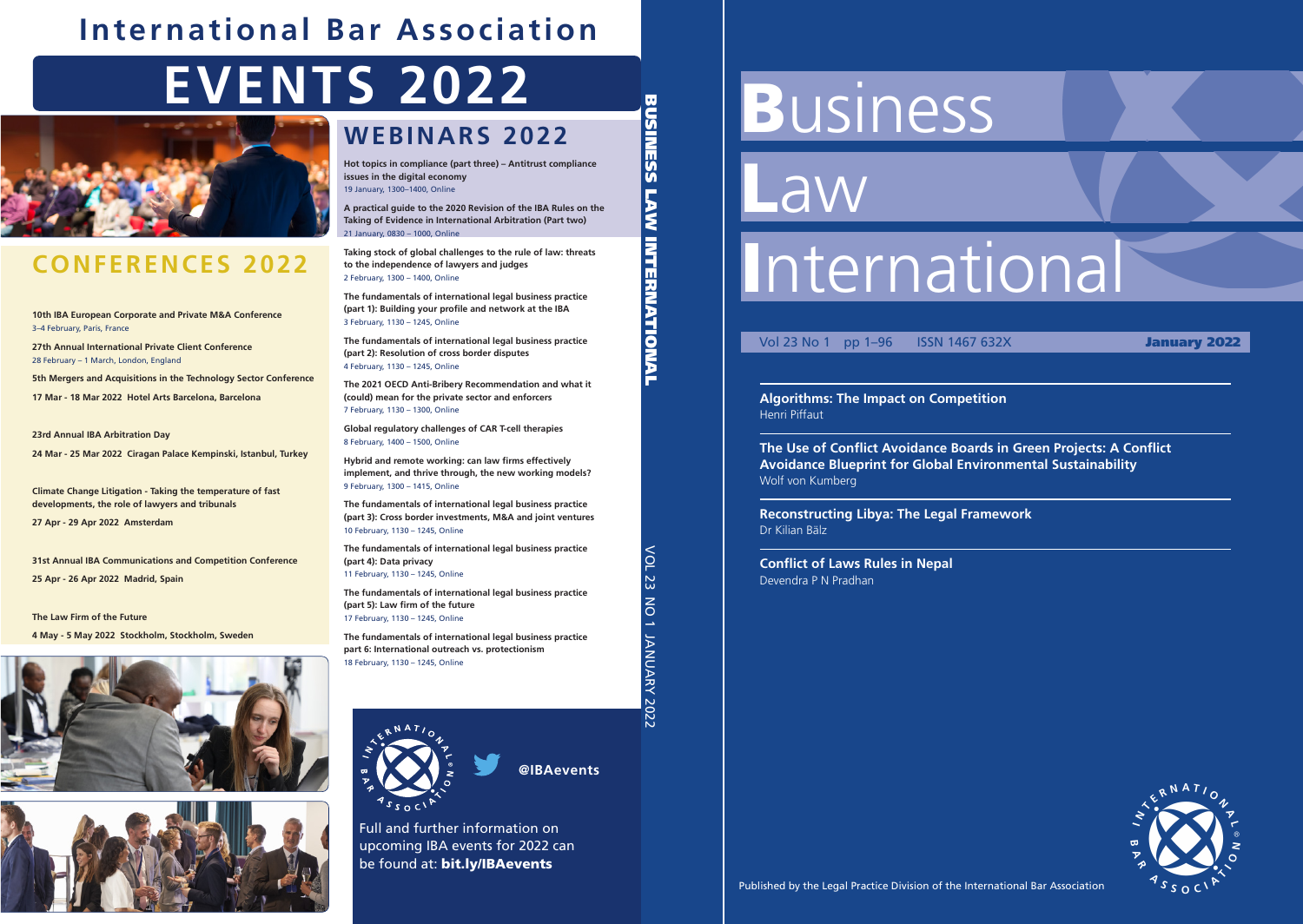# Business Law International

Vol 23 No 1 pp 1–96 ISSN 1467 632X **January 2022**

**Algorithms: The Impact on Competition**
Henri Piffaut

**The Use of Conflict Avoidance Boards in Green Projects: A Conflict Avoidance Blueprint for Global Environmental Sustainability**
Wolf von Kumberg

**Reconstructing Libya: The Legal Framework**
Dr Kilian Bälz

**Conflict of Laws Rules in Nepal**
Devendra P N Pradhan

Published by the Legal Practice Division of the International Bar Association

BUSINESS LAW INTERNATIONAL VOL 23 NO 1 JANUARY 2022

# International Bar Association

# EVENTS 2022

## CONFERENCES 2022

**10th IBA European Corporate and Private M&A Conference**
3–4 February, Paris, France

**27th Annual International Private Client Conference**
28 February – 1 March, London, England

**5th Mergers and Acquisitions in the Technology Sector Conference**
**17 Mar - 18 Mar 2022 Hotel Arts Barcelona, Barcelona**

**23rd Annual IBA Arbitration Day**
**24 Mar - 25 Mar 2022 Ciragan Palace Kempinski, Istanbul, Turkey**

**Climate Change Litigation - Taking the temperature of fast developments, the role of lawyers and tribunals**
**27 Apr - 29 Apr 2022 Amsterdam**

**31st Annual IBA Communications and Competition Conference**
**25 Apr - 26 Apr 2022 Madrid, Spain**

**The Law Firm of the Future**
**4 May - 5 May 2022 Stockholm, Stockholm, Sweden**

## WEBINARS 2022

**Hot topics in compliance (part three) – Antitrust compliance issues in the digital economy**
19 January, 1300–1400, Online

**A practical guide to the 2020 Revision of the IBA Rules on the Taking of Evidence in International Arbitration (Part two)**
21 January, 0830 – 1000, Online

**Taking stock of global challenges to the rule of law: threats to the independence of lawyers and judges**
2 February, 1300 – 1400, Online

**The fundamentals of international legal business practice (part 1): Building your profile and network at the IBA**
3 February, 1130 – 1245, Online

**The fundamentals of international legal business practice (part 2): Resolution of cross border disputes**
4 February, 1130 – 1245, Online

**The 2021 OECD Anti-Bribery Recommendation and what it (could) mean for the private sector and enforcers**
7 February, 1130 – 1300, Online

**Global regulatory challenges of CAR T-cell therapies**
8 February, 1400 – 1500, Online

**Hybrid and remote working: can law firms effectively implement, and thrive through, the new working models?**
9 February, 1300 – 1415, Online

**The fundamentals of international legal business practice (part 3): Cross border investments, M&A and joint ventures**
10 February, 1130 – 1245, Online

**The fundamentals of international legal business practice (part 4): Data privacy**
11 February, 1130 – 1245, Online

**The fundamentals of international legal business practice (part 5): Law firm of the future**
17 February, 1130 – 1245, Online

**The fundamentals of international legal business practice part 6: International outreach vs. protectionism**
18 February, 1130 – 1245, Online

**@IBAevents**

Full and further information on upcoming IBA events for 2022 can be found at: **bit.ly/IBAevents**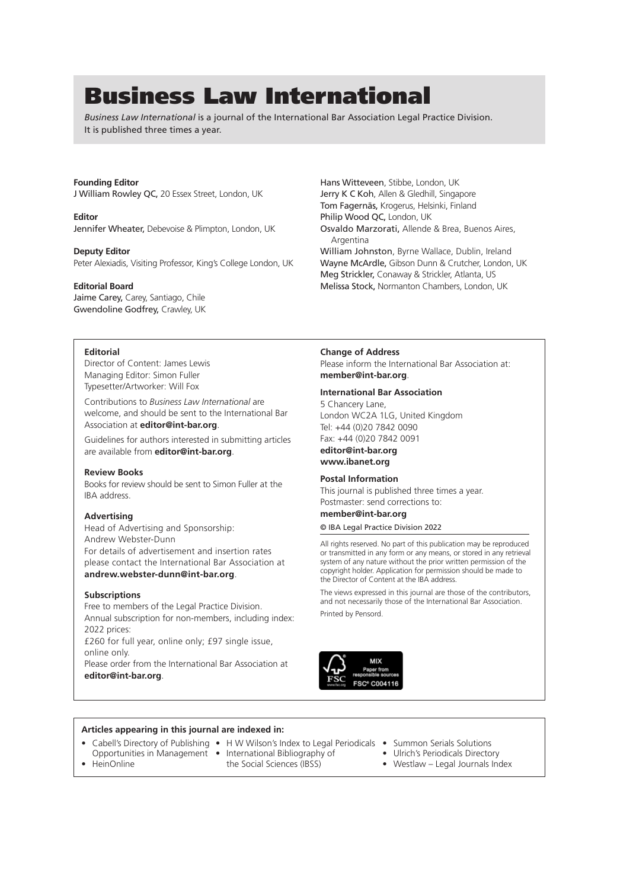# Business Law International

*Business Law International* is a journal of the International Bar Association Legal Practice Division. It is published three times a year.

**Founding Editor**
J William Rowley QC, 20 Essex Street, London, UK

**Editor**
Jennifer Wheater, Debevoise & Plimpton, London, UK

**Deputy Editor**
Peter Alexiadis, Visiting Professor, King's College London, UK

**Editorial Board**
Jaime Carey, Carey, Santiago, Chile
Gwendoline Godfrey, Crawley, UK
Hans Witteveen, Stibbe, London, UK
Jerry K C Koh, Allen & Gledhill, Singapore
Tom Fagernäs, Krogerus, Helsinki, Finland
Philip Wood QC, London, UK
Osvaldo Marzorati, Allende & Brea, Buenos Aires, Argentina
William Johnston, Byrne Wallace, Dublin, Ireland
Wayne McArdle, Gibson Dunn & Crutcher, London, UK
Meg Strickler, Conaway & Strickler, Atlanta, US
Melissa Stock, Normanton Chambers, London, UK

**Editorial**
Director of Content: James Lewis
Managing Editor: Simon Fuller
Typesetter/Artworker: Will Fox

Contributions to *Business Law International* are welcome, and should be sent to the International Bar Association at **editor@int-bar.org**.

Guidelines for authors interested in submitting articles are available from **editor@int-bar.org**.

**Review Books**
Books for review should be sent to Simon Fuller at the IBA address.

**Advertising**
Head of Advertising and Sponsorship:
Andrew Webster-Dunn
For details of advertisement and insertion rates please contact the International Bar Association at **andrew.webster-dunn@int-bar.org**.

**Subscriptions**
Free to members of the Legal Practice Division.
Annual subscription for non-members, including index:
2022 prices:
£260 for full year, online only; £97 single issue, online only.
Please order from the International Bar Association at **editor@int-bar.org**.

**Change of Address**
Please inform the International Bar Association at: **member@int-bar.org**.

**International Bar Association**
5 Chancery Lane,
London WC2A 1LG, United Kingdom
Tel: +44 (0)20 7842 0090
Fax: +44 (0)20 7842 0091
**editor@int-bar.org**
**www.ibanet.org**

**Postal Information**
This journal is published three times a year.
Postmaster: send corrections to:
**member@int-bar.org**

© IBA Legal Practice Division 2022

All rights reserved. No part of this publication may be reproduced or transmitted in any form or any means, or stored in any retrieval system of any nature without the prior written permission of the copyright holder. Application for permission should be made to the Director of Content at the IBA address.

The views expressed in this journal are those of the contributors, and not necessarily those of the International Bar Association.

Printed by Pensord.

MIX
Paper from responsible sources
FSC® C004116

**Articles appearing in this journal are indexed in:**

- Cabell's Directory of Publishing Opportunities in Management
- HeinOnline
- H W Wilson's Index to Legal Periodicals
- International Bibliography of the Social Sciences (IBSS)
- Summon Serials Solutions
- Ulrich's Periodicals Directory
- Westlaw – Legal Journals Index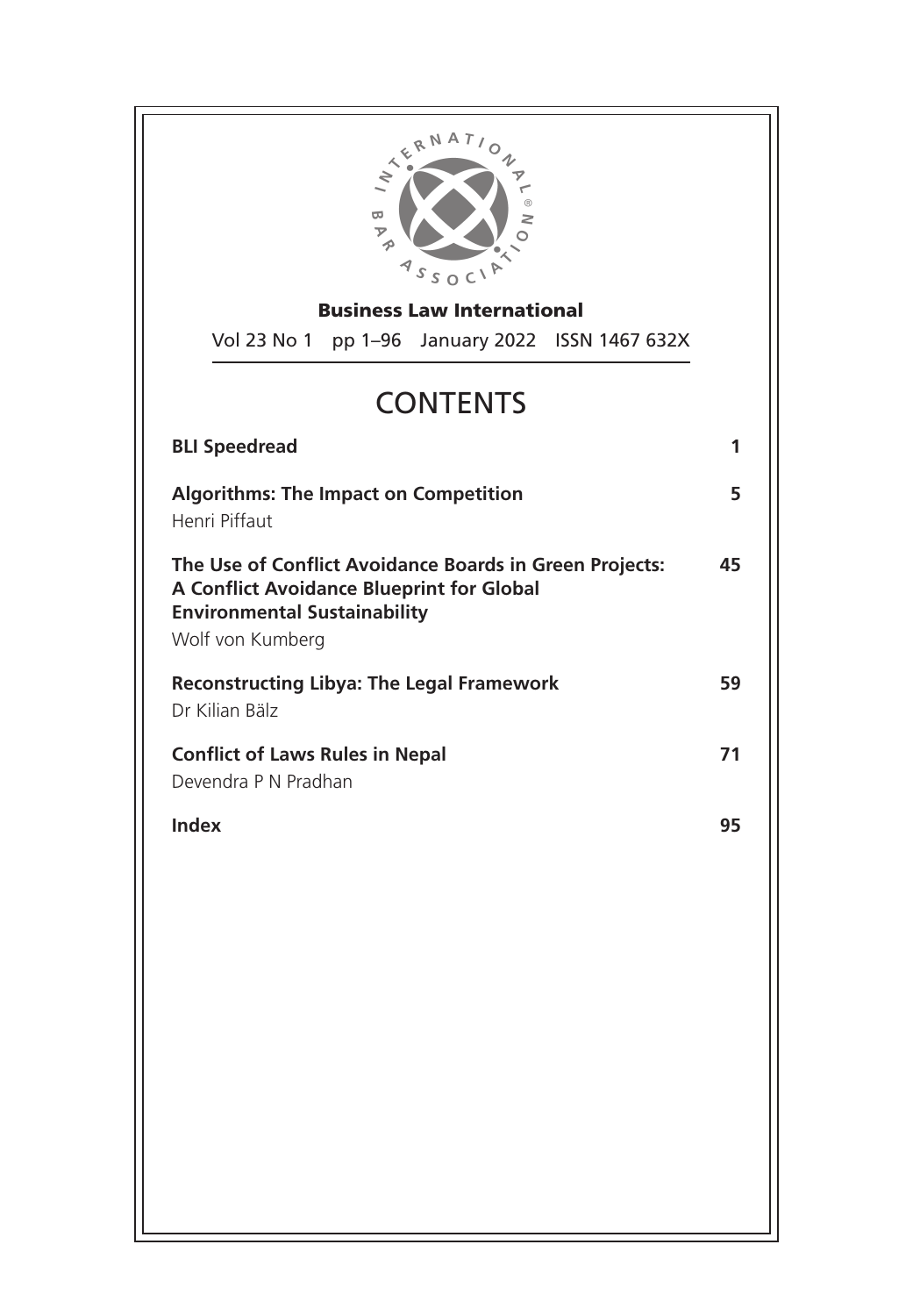**Business Law International**

Vol 23 No 1 pp 1–96 January 2022 ISSN 1467 632X

# CONTENTS

| | |
|---|---|
| **BLI Speedread** | **1** |
| **Algorithms: The Impact on Competition**<br>Henri Piffaut | **5** |
| **The Use of Conflict Avoidance Boards in Green Projects: A Conflict Avoidance Blueprint for Global Environmental Sustainability**<br>Wolf von Kumberg | **45** |
| **Reconstructing Libya: The Legal Framework**<br>Dr Kilian Bälz | **59** |
| **Conflict of Laws Rules in Nepal**<br>Devendra P N Pradhan | **71** |
| **Index** | **95** |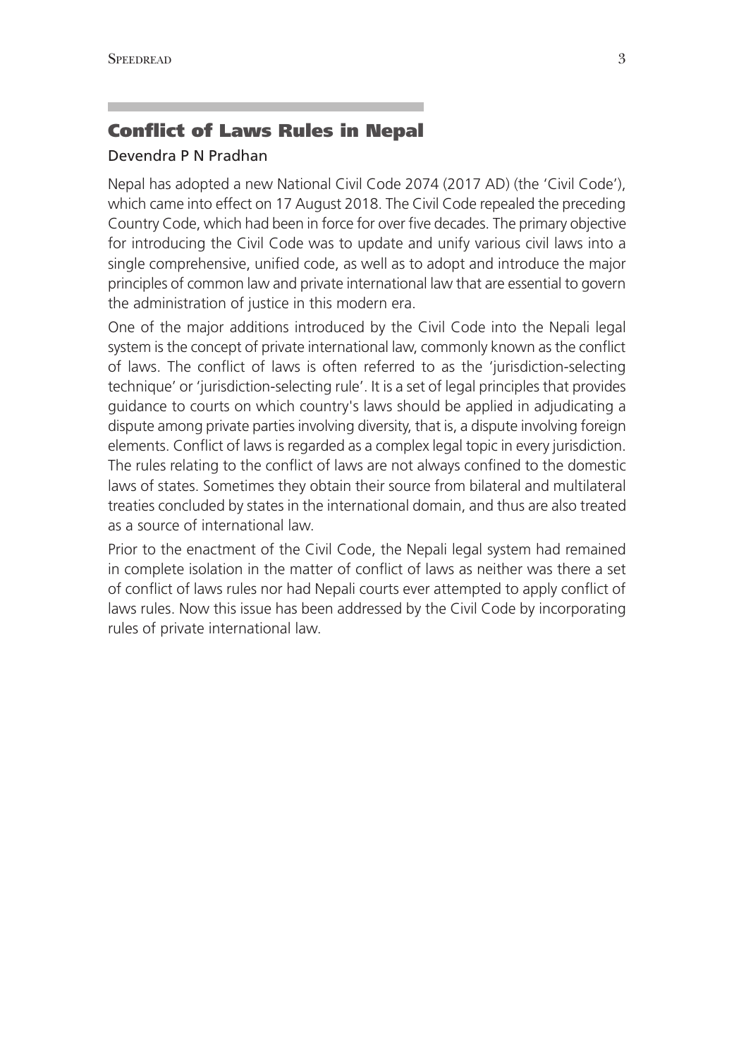## Conflict of Laws Rules in Nepal

Devendra P N Pradhan

Nepal has adopted a new National Civil Code 2074 (2017 AD) (the 'Civil Code'), which came into effect on 17 August 2018. The Civil Code repealed the preceding Country Code, which had been in force for over five decades. The primary objective for introducing the Civil Code was to update and unify various civil laws into a single comprehensive, unified code, as well as to adopt and introduce the major principles of common law and private international law that are essential to govern the administration of justice in this modern era.

One of the major additions introduced by the Civil Code into the Nepali legal system is the concept of private international law, commonly known as the conflict of laws. The conflict of laws is often referred to as the 'jurisdiction-selecting technique' or 'jurisdiction-selecting rule'. It is a set of legal principles that provides guidance to courts on which country's laws should be applied in adjudicating a dispute among private parties involving diversity, that is, a dispute involving foreign elements. Conflict of laws is regarded as a complex legal topic in every jurisdiction. The rules relating to the conflict of laws are not always confined to the domestic laws of states. Sometimes they obtain their source from bilateral and multilateral treaties concluded by states in the international domain, and thus are also treated as a source of international law.

Prior to the enactment of the Civil Code, the Nepali legal system had remained in complete isolation in the matter of conflict of laws as neither was there a set of conflict of laws rules nor had Nepali courts ever attempted to apply conflict of laws rules. Now this issue has been addressed by the Civil Code by incorporating rules of private international law.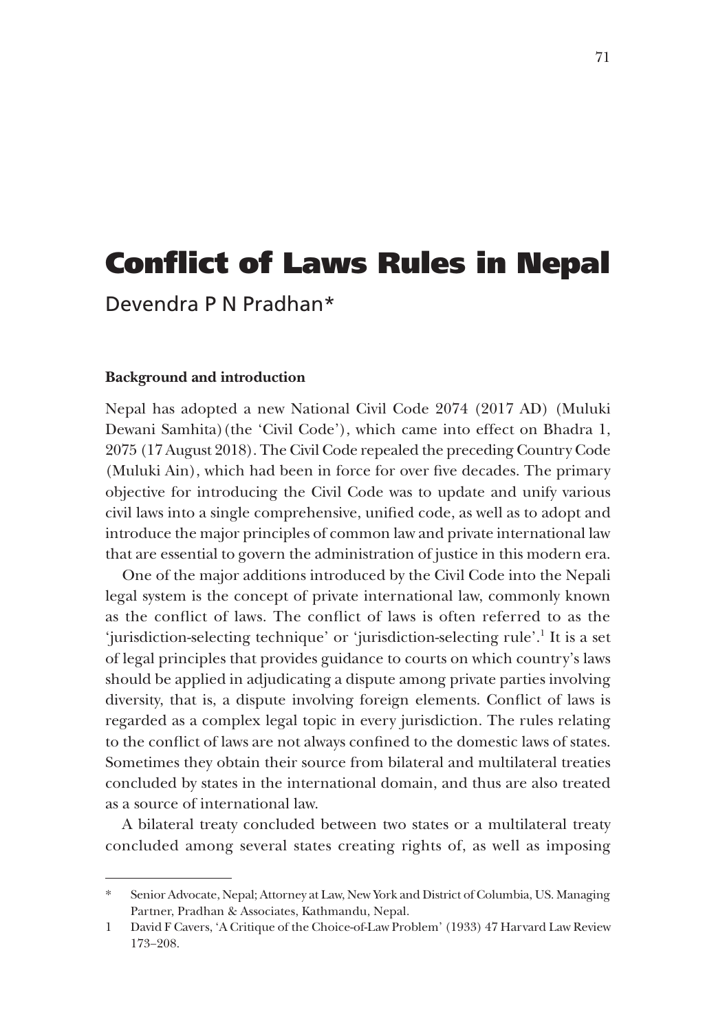# Conflict of Laws Rules in Nepal

Devendra P N Pradhan*

### Background and introduction

Nepal has adopted a new National Civil Code 2074 (2017 AD) (Muluki Dewani Samhita) (the 'Civil Code'), which came into effect on Bhadra 1, 2075 (17 August 2018). The Civil Code repealed the preceding Country Code (Muluki Ain), which had been in force for over five decades. The primary objective for introducing the Civil Code was to update and unify various civil laws into a single comprehensive, unified code, as well as to adopt and introduce the major principles of common law and private international law that are essential to govern the administration of justice in this modern era.

One of the major additions introduced by the Civil Code into the Nepali legal system is the concept of private international law, commonly known as the conflict of laws. The conflict of laws is often referred to as the 'jurisdiction-selecting technique' or 'jurisdiction-selecting rule'.[1] It is a set of legal principles that provides guidance to courts on which country's laws should be applied in adjudicating a dispute among private parties involving diversity, that is, a dispute involving foreign elements. Conflict of laws is regarded as a complex legal topic in every jurisdiction. The rules relating to the conflict of laws are not always confined to the domestic laws of states. Sometimes they obtain their source from bilateral and multilateral treaties concluded by states in the international domain, and thus are also treated as a source of international law.

A bilateral treaty concluded between two states or a multilateral treaty concluded among several states creating rights of, as well as imposing

---

\* Senior Advocate, Nepal; Attorney at Law, New York and District of Columbia, US. Managing Partner, Pradhan & Associates, Kathmandu, Nepal.

1 David F Cavers, 'A Critique of the Choice-of-Law Problem' (1933) 47 Harvard Law Review 173–208.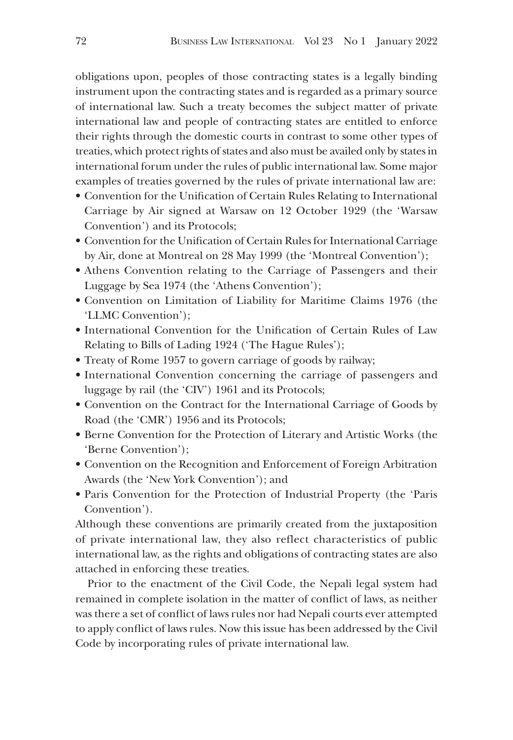obligations upon, peoples of those contracting states is a legally binding instrument upon the contracting states and is regarded as a primary source of international law. Such a treaty becomes the subject matter of private international law and people of contracting states are entitled to enforce their rights through the domestic courts in contrast to some other types of treaties, which protect rights of states and also must be availed only by states in international forum under the rules of public international law. Some major examples of treaties governed by the rules of private international law are:

- Convention for the Unification of Certain Rules Relating to International Carriage by Air signed at Warsaw on 12 October 1929 (the 'Warsaw Convention') and its Protocols;
- Convention for the Unification of Certain Rules for International Carriage by Air, done at Montreal on 28 May 1999 (the 'Montreal Convention');
- Athens Convention relating to the Carriage of Passengers and their Luggage by Sea 1974 (the 'Athens Convention');
- Convention on Limitation of Liability for Maritime Claims 1976 (the 'LLMC Convention');
- International Convention for the Unification of Certain Rules of Law Relating to Bills of Lading 1924 ('The Hague Rules');
- Treaty of Rome 1957 to govern carriage of goods by railway;
- International Convention concerning the carriage of passengers and luggage by rail (the 'CIV') 1961 and its Protocols;
- Convention on the Contract for the International Carriage of Goods by Road (the 'CMR') 1956 and its Protocols;
- Berne Convention for the Protection of Literary and Artistic Works (the 'Berne Convention');
- Convention on the Recognition and Enforcement of Foreign Arbitration Awards (the 'New York Convention'); and
- Paris Convention for the Protection of Industrial Property (the 'Paris Convention').

Although these conventions are primarily created from the juxtaposition of private international law, they also reflect characteristics of public international law, as the rights and obligations of contracting states are also attached in enforcing these treaties.

Prior to the enactment of the Civil Code, the Nepali legal system had remained in complete isolation in the matter of conflict of laws, as neither was there a set of conflict of laws rules nor had Nepali courts ever attempted to apply conflict of laws rules. Now this issue has been addressed by the Civil Code by incorporating rules of private international law.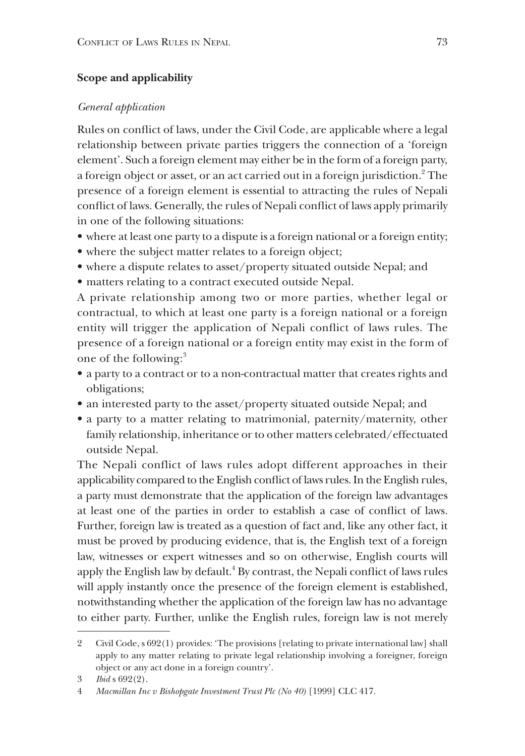### Scope and applicability

*General application*

Rules on conflict of laws, under the Civil Code, are applicable where a legal relationship between private parties triggers the connection of a 'foreign element'. Such a foreign element may either be in the form of a foreign party, a foreign object or asset, or an act carried out in a foreign jurisdiction.[2] The presence of a foreign element is essential to attracting the rules of Nepali conflict of laws. Generally, the rules of Nepali conflict of laws apply primarily in one of the following situations:

- where at least one party to a dispute is a foreign national or a foreign entity;
- where the subject matter relates to a foreign object;
- where a dispute relates to asset/property situated outside Nepal; and
- matters relating to a contract executed outside Nepal.

A private relationship among two or more parties, whether legal or contractual, to which at least one party is a foreign national or a foreign entity will trigger the application of Nepali conflict of laws rules. The presence of a foreign national or a foreign entity may exist in the form of one of the following:[3]

- a party to a contract or to a non-contractual matter that creates rights and obligations;
- an interested party to the asset/property situated outside Nepal; and
- a party to a matter relating to matrimonial, paternity/maternity, other family relationship, inheritance or to other matters celebrated/effectuated outside Nepal.

The Nepali conflict of laws rules adopt different approaches in their applicability compared to the English conflict of laws rules. In the English rules, a party must demonstrate that the application of the foreign law advantages at least one of the parties in order to establish a case of conflict of laws. Further, foreign law is treated as a question of fact and, like any other fact, it must be proved by producing evidence, that is, the English text of a foreign law, witnesses or expert witnesses and so on otherwise, English courts will apply the English law by default.[4] By contrast, the Nepali conflict of laws rules will apply instantly once the presence of the foreign element is established, notwithstanding whether the application of the foreign law has no advantage to either party. Further, unlike the English rules, foreign law is not merely

---

2 Civil Code, s 692(1) provides: 'The provisions [relating to private international law] shall apply to any matter relating to private legal relationship involving a foreigner, foreign object or any act done in a foreign country'.

3 *Ibid* s 692(2).

4 *Macmillan Inc v Bishopgate Investment Trust Plc (No 40)* [1999] CLC 417.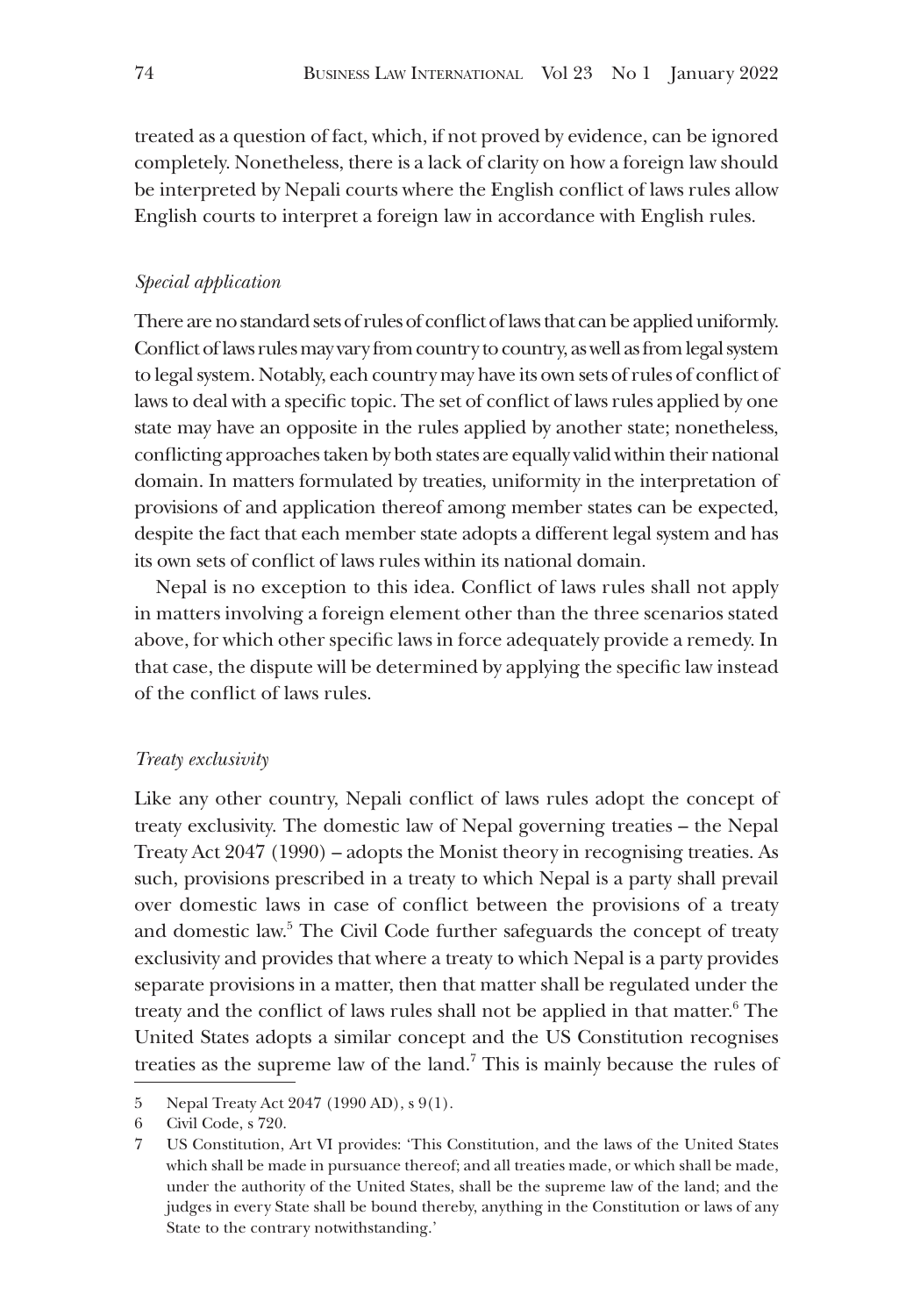treated as a question of fact, which, if not proved by evidence, can be ignored completely. Nonetheless, there is a lack of clarity on how a foreign law should be interpreted by Nepali courts where the English conflict of laws rules allow English courts to interpret a foreign law in accordance with English rules.

### *Special application*

There are no standard sets of rules of conflict of laws that can be applied uniformly. Conflict of laws rules may vary from country to country, as well as from legal system to legal system. Notably, each country may have its own sets of rules of conflict of laws to deal with a specific topic. The set of conflict of laws rules applied by one state may have an opposite in the rules applied by another state; nonetheless, conflicting approaches taken by both states are equally valid within their national domain. In matters formulated by treaties, uniformity in the interpretation of provisions of and application thereof among member states can be expected, despite the fact that each member state adopts a different legal system and has its own sets of conflict of laws rules within its national domain.

Nepal is no exception to this idea. Conflict of laws rules shall not apply in matters involving a foreign element other than the three scenarios stated above, for which other specific laws in force adequately provide a remedy. In that case, the dispute will be determined by applying the specific law instead of the conflict of laws rules.

### *Treaty exclusivity*

Like any other country, Nepali conflict of laws rules adopt the concept of treaty exclusivity. The domestic law of Nepal governing treaties – the Nepal Treaty Act 2047 (1990) – adopts the Monist theory in recognising treaties. As such, provisions prescribed in a treaty to which Nepal is a party shall prevail over domestic laws in case of conflict between the provisions of a treaty and domestic law.[5] The Civil Code further safeguards the concept of treaty exclusivity and provides that where a treaty to which Nepal is a party provides separate provisions in a matter, then that matter shall be regulated under the treaty and the conflict of laws rules shall not be applied in that matter.[6] The United States adopts a similar concept and the US Constitution recognises treaties as the supreme law of the land.[7] This is mainly because the rules of

---

5 Nepal Treaty Act 2047 (1990 AD), s 9(1).

6 Civil Code, s 720.

7 US Constitution, Art VI provides: 'This Constitution, and the laws of the United States which shall be made in pursuance thereof; and all treaties made, or which shall be made, under the authority of the United States, shall be the supreme law of the land; and the judges in every State shall be bound thereby, anything in the Constitution or laws of any State to the contrary notwithstanding.'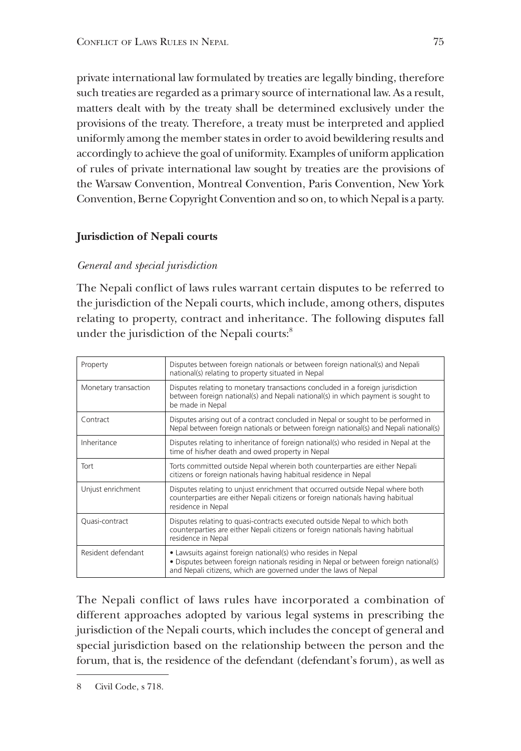private international law formulated by treaties are legally binding, therefore such treaties are regarded as a primary source of international law. As a result, matters dealt with by the treaty shall be determined exclusively under the provisions of the treaty. Therefore, a treaty must be interpreted and applied uniformly among the member states in order to avoid bewildering results and accordingly to achieve the goal of uniformity. Examples of uniform application of rules of private international law sought by treaties are the provisions of the Warsaw Convention, Montreal Convention, Paris Convention, New York Convention, Berne Copyright Convention and so on, to which Nepal is a party.

## Jurisdiction of Nepali courts

### *General and special jurisdiction*

The Nepali conflict of laws rules warrant certain disputes to be referred to the jurisdiction of the Nepali courts, which include, among others, disputes relating to property, contract and inheritance. The following disputes fall under the jurisdiction of the Nepali courts:[8]

| | |
|---|---|
| Property | Disputes between foreign nationals or between foreign national(s) and Nepali national(s) relating to property situated in Nepal |
| Monetary transaction | Disputes relating to monetary transactions concluded in a foreign jurisdiction between foreign national(s) and Nepali national(s) in which payment is sought to be made in Nepal |
| Contract | Disputes arising out of a contract concluded in Nepal or sought to be performed in Nepal between foreign nationals or between foreign national(s) and Nepali national(s) |
| Inheritance | Disputes relating to inheritance of foreign national(s) who resided in Nepal at the time of his/her death and owed property in Nepal |
| Tort | Torts committed outside Nepal wherein both counterparties are either Nepali citizens or foreign nationals having habitual residence in Nepal |
| Unjust enrichment | Disputes relating to unjust enrichment that occurred outside Nepal where both counterparties are either Nepali citizens or foreign nationals having habitual residence in Nepal |
| Quasi-contract | Disputes relating to quasi-contracts executed outside Nepal to which both counterparties are either Nepali citizens or foreign nationals having habitual residence in Nepal |
| Resident defendant | • Lawsuits against foreign national(s) who resides in Nepal<br>• Disputes between foreign nationals residing in Nepal or between foreign national(s) and Nepali citizens, which are governed under the laws of Nepal |

The Nepali conflict of laws rules have incorporated a combination of different approaches adopted by various legal systems in prescribing the jurisdiction of the Nepali courts, which includes the concept of general and special jurisdiction based on the relationship between the person and the forum, that is, the residence of the defendant (defendant's forum), as well as

8 Civil Code, s 718.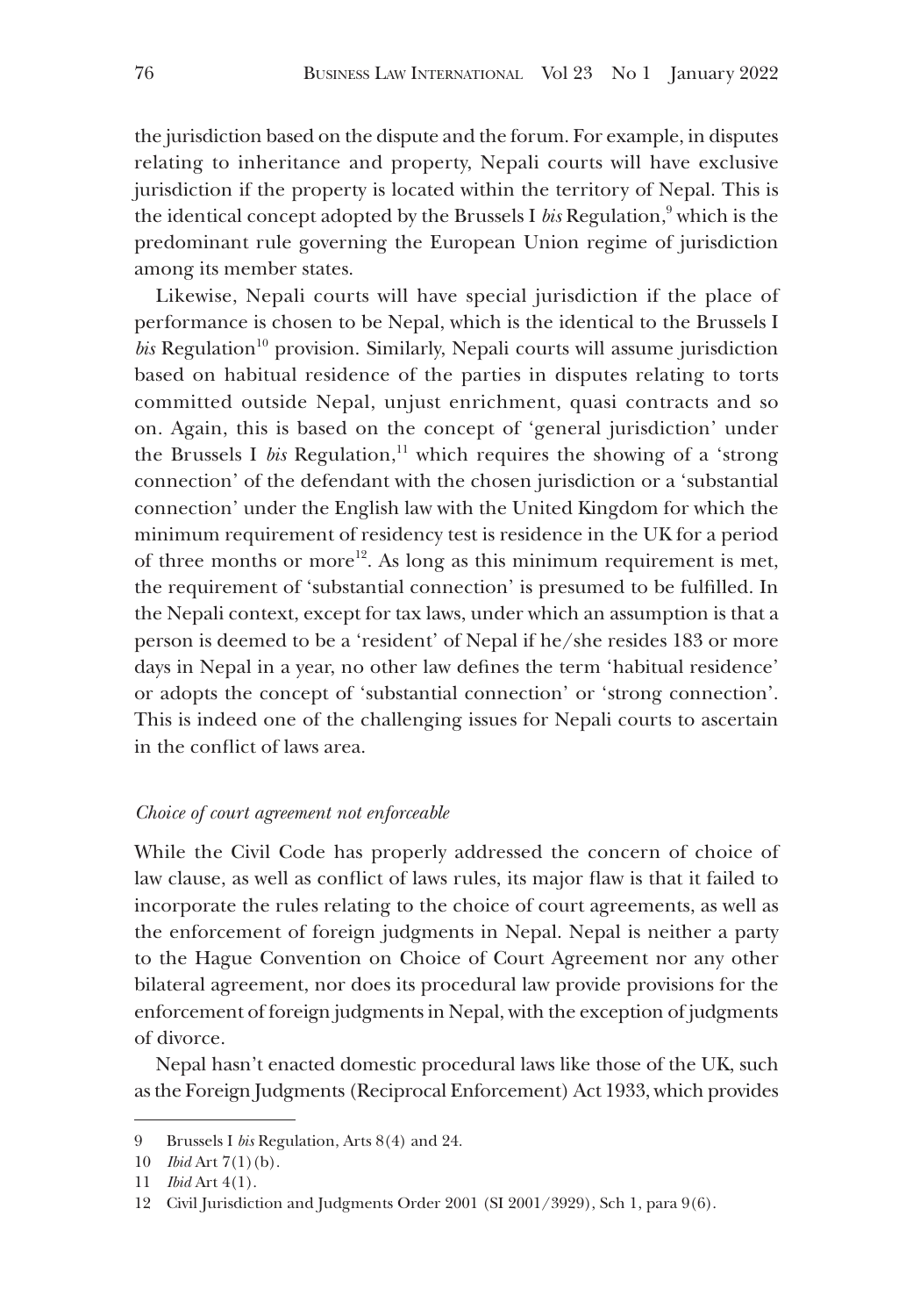the jurisdiction based on the dispute and the forum. For example, in disputes relating to inheritance and property, Nepali courts will have exclusive jurisdiction if the property is located within the territory of Nepal. This is the identical concept adopted by the Brussels I *bis* Regulation,[9] which is the predominant rule governing the European Union regime of jurisdiction among its member states.

Likewise, Nepali courts will have special jurisdiction if the place of performance is chosen to be Nepal, which is the identical to the Brussels I *bis* Regulation[10] provision. Similarly, Nepali courts will assume jurisdiction based on habitual residence of the parties in disputes relating to torts committed outside Nepal, unjust enrichment, quasi contracts and so on. Again, this is based on the concept of 'general jurisdiction' under the Brussels I *bis* Regulation,[11] which requires the showing of a 'strong connection' of the defendant with the chosen jurisdiction or a 'substantial connection' under the English law with the United Kingdom for which the minimum requirement of residency test is residence in the UK for a period of three months or more[12]. As long as this minimum requirement is met, the requirement of 'substantial connection' is presumed to be fulfilled. In the Nepali context, except for tax laws, under which an assumption is that a person is deemed to be a 'resident' of Nepal if he/she resides 183 or more days in Nepal in a year, no other law defines the term 'habitual residence' or adopts the concept of 'substantial connection' or 'strong connection'. This is indeed one of the challenging issues for Nepali courts to ascertain in the conflict of laws area.

*Choice of court agreement not enforceable*

While the Civil Code has properly addressed the concern of choice of law clause, as well as conflict of laws rules, its major flaw is that it failed to incorporate the rules relating to the choice of court agreements, as well as the enforcement of foreign judgments in Nepal. Nepal is neither a party to the Hague Convention on Choice of Court Agreement nor any other bilateral agreement, nor does its procedural law provide provisions for the enforcement of foreign judgments in Nepal, with the exception of judgments of divorce.

Nepal hasn't enacted domestic procedural laws like those of the UK, such as the Foreign Judgments (Reciprocal Enforcement) Act 1933, which provides

---

9 Brussels I *bis* Regulation, Arts 8(4) and 24.

10 *Ibid* Art 7(1)(b).

11 *Ibid* Art 4(1).

12 Civil Jurisdiction and Judgments Order 2001 (SI 2001/3929), Sch 1, para 9(6).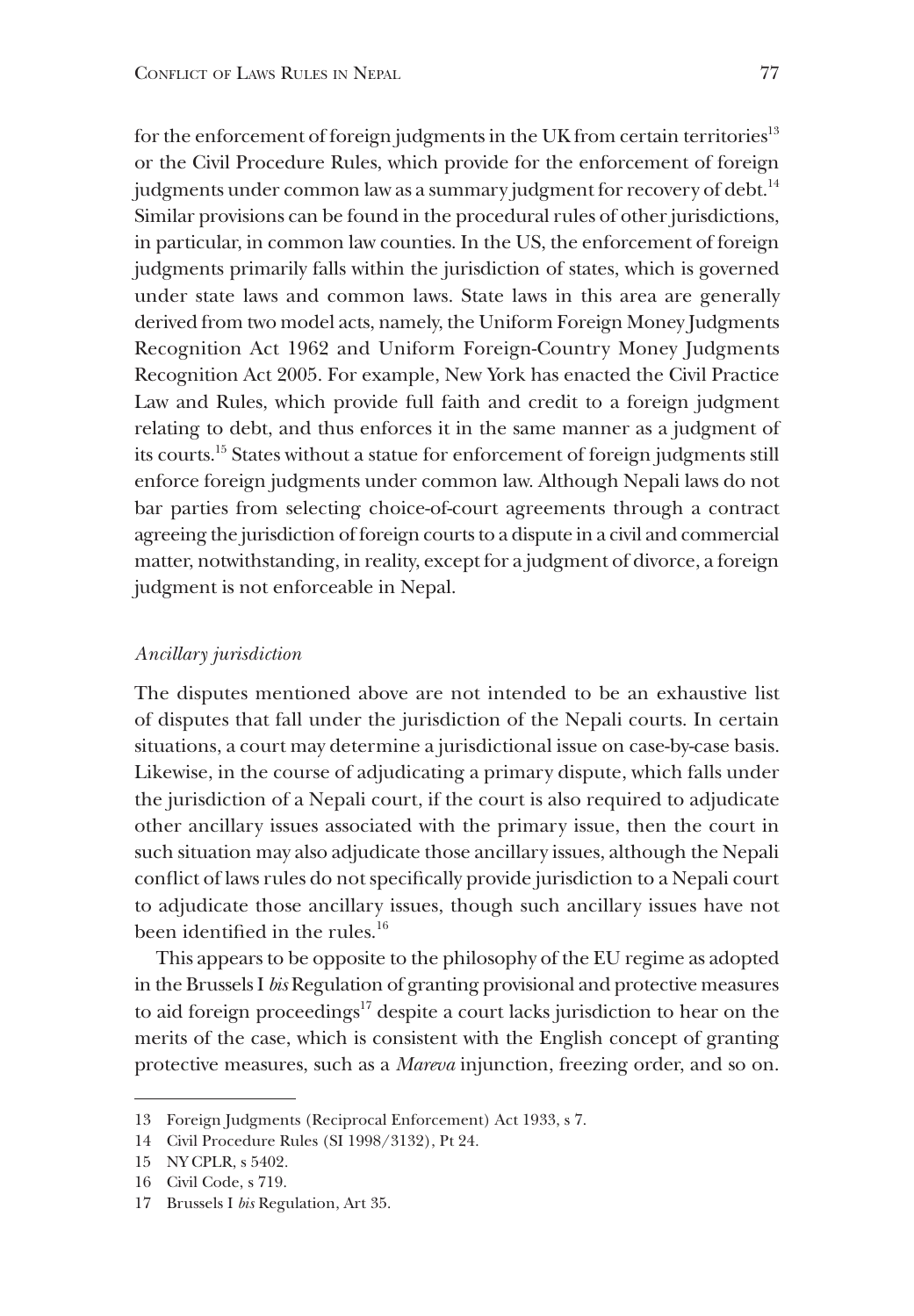for the enforcement of foreign judgments in the UK from certain territories[13] or the Civil Procedure Rules, which provide for the enforcement of foreign judgments under common law as a summary judgment for recovery of debt.[14] Similar provisions can be found in the procedural rules of other jurisdictions, in particular, in common law counties. In the US, the enforcement of foreign judgments primarily falls within the jurisdiction of states, which is governed under state laws and common laws. State laws in this area are generally derived from two model acts, namely, the Uniform Foreign Money Judgments Recognition Act 1962 and Uniform Foreign-Country Money Judgments Recognition Act 2005. For example, New York has enacted the Civil Practice Law and Rules, which provide full faith and credit to a foreign judgment relating to debt, and thus enforces it in the same manner as a judgment of its courts.[15] States without a statue for enforcement of foreign judgments still enforce foreign judgments under common law. Although Nepali laws do not bar parties from selecting choice-of-court agreements through a contract agreeing the jurisdiction of foreign courts to a dispute in a civil and commercial matter, notwithstanding, in reality, except for a judgment of divorce, a foreign judgment is not enforceable in Nepal.

*Ancillary jurisdiction*

The disputes mentioned above are not intended to be an exhaustive list of disputes that fall under the jurisdiction of the Nepali courts. In certain situations, a court may determine a jurisdictional issue on case-by-case basis. Likewise, in the course of adjudicating a primary dispute, which falls under the jurisdiction of a Nepali court, if the court is also required to adjudicate other ancillary issues associated with the primary issue, then the court in such situation may also adjudicate those ancillary issues, although the Nepali conflict of laws rules do not specifically provide jurisdiction to a Nepali court to adjudicate those ancillary issues, though such ancillary issues have not been identified in the rules.[16]

This appears to be opposite to the philosophy of the EU regime as adopted in the Brussels I *bis* Regulation of granting provisional and protective measures to aid foreign proceedings[17] despite a court lacks jurisdiction to hear on the merits of the case, which is consistent with the English concept of granting protective measures, such as a *Mareva* injunction, freezing order, and so on.

---

13 Foreign Judgments (Reciprocal Enforcement) Act 1933, s 7.

14 Civil Procedure Rules (SI 1998/3132), Pt 24.

15 NY CPLR, s 5402.

16 Civil Code, s 719.

17 Brussels I *bis* Regulation, Art 35.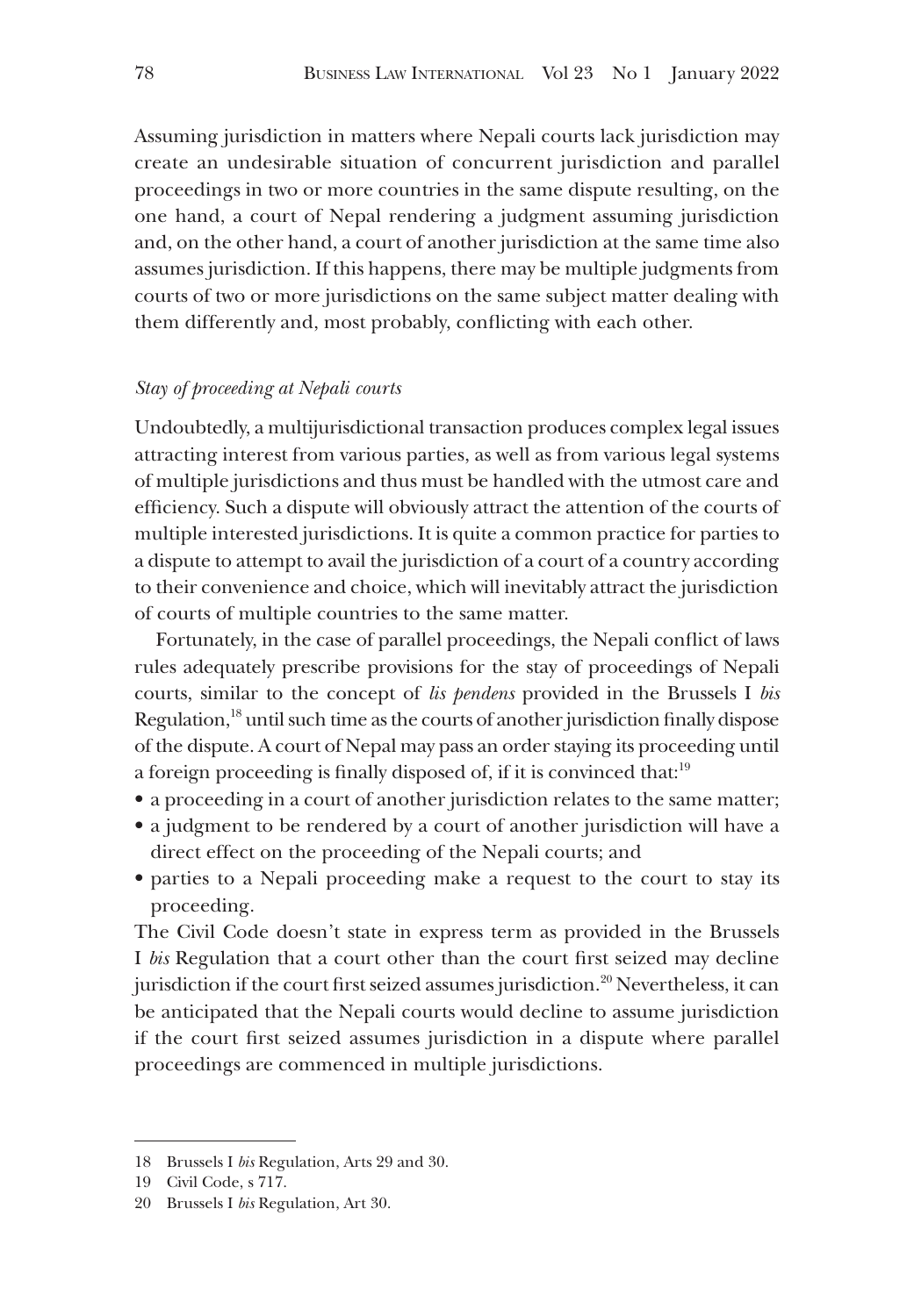Assuming jurisdiction in matters where Nepali courts lack jurisdiction may create an undesirable situation of concurrent jurisdiction and parallel proceedings in two or more countries in the same dispute resulting, on the one hand, a court of Nepal rendering a judgment assuming jurisdiction and, on the other hand, a court of another jurisdiction at the same time also assumes jurisdiction. If this happens, there may be multiple judgments from courts of two or more jurisdictions on the same subject matter dealing with them differently and, most probably, conflicting with each other.

### *Stay of proceeding at Nepali courts*

Undoubtedly, a multijurisdictional transaction produces complex legal issues attracting interest from various parties, as well as from various legal systems of multiple jurisdictions and thus must be handled with the utmost care and efficiency. Such a dispute will obviously attract the attention of the courts of multiple interested jurisdictions. It is quite a common practice for parties to a dispute to attempt to avail the jurisdiction of a court of a country according to their convenience and choice, which will inevitably attract the jurisdiction of courts of multiple countries to the same matter.

Fortunately, in the case of parallel proceedings, the Nepali conflict of laws rules adequately prescribe provisions for the stay of proceedings of Nepali courts, similar to the concept of *lis pendens* provided in the Brussels I *bis* Regulation,[18] until such time as the courts of another jurisdiction finally dispose of the dispute. A court of Nepal may pass an order staying its proceeding until a foreign proceeding is finally disposed of, if it is convinced that:[19]

- a proceeding in a court of another jurisdiction relates to the same matter;
- a judgment to be rendered by a court of another jurisdiction will have a direct effect on the proceeding of the Nepali courts; and
- parties to a Nepali proceeding make a request to the court to stay its proceeding.

The Civil Code doesn't state in express term as provided in the Brussels I *bis* Regulation that a court other than the court first seized may decline jurisdiction if the court first seized assumes jurisdiction.[20] Nevertheless, it can be anticipated that the Nepali courts would decline to assume jurisdiction if the court first seized assumes jurisdiction in a dispute where parallel proceedings are commenced in multiple jurisdictions.

---

18 Brussels I *bis* Regulation, Arts 29 and 30.

19 Civil Code, s 717.

20 Brussels I *bis* Regulation, Art 30.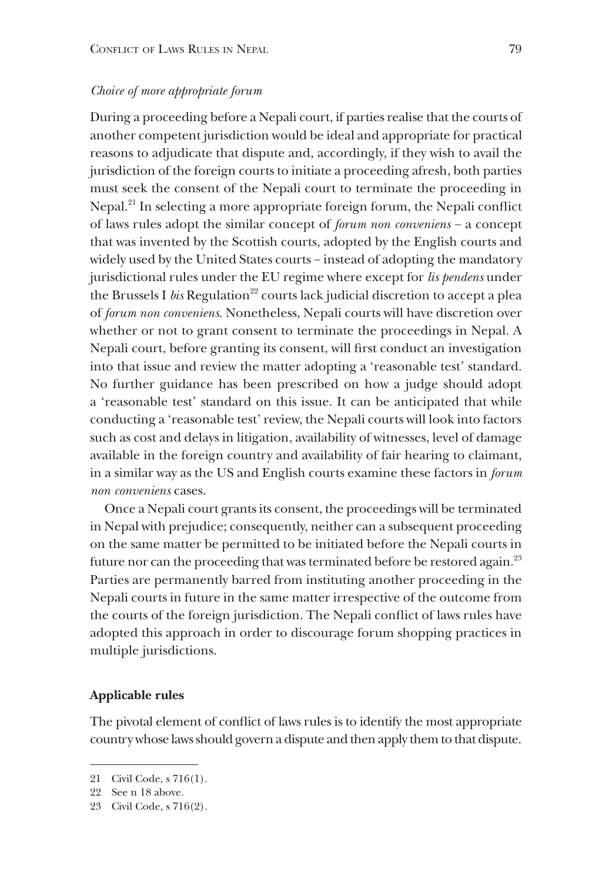*Choice of more appropriate forum*

During a proceeding before a Nepali court, if parties realise that the courts of another competent jurisdiction would be ideal and appropriate for practical reasons to adjudicate that dispute and, accordingly, if they wish to avail the jurisdiction of the foreign courts to initiate a proceeding afresh, both parties must seek the consent of the Nepali court to terminate the proceeding in Nepal.[21] In selecting a more appropriate foreign forum, the Nepali conflict of laws rules adopt the similar concept of *forum non conveniens* – a concept that was invented by the Scottish courts, adopted by the English courts and widely used by the United States courts – instead of adopting the mandatory jurisdictional rules under the EU regime where except for *lis pendens* under the Brussels I *bis* Regulation[22] courts lack judicial discretion to accept a plea of *forum non conveniens*. Nonetheless, Nepali courts will have discretion over whether or not to grant consent to terminate the proceedings in Nepal. A Nepali court, before granting its consent, will first conduct an investigation into that issue and review the matter adopting a 'reasonable test' standard. No further guidance has been prescribed on how a judge should adopt a 'reasonable test' standard on this issue. It can be anticipated that while conducting a 'reasonable test' review, the Nepali courts will look into factors such as cost and delays in litigation, availability of witnesses, level of damage available in the foreign country and availability of fair hearing to claimant, in a similar way as the US and English courts examine these factors in *forum non conveniens* cases.

Once a Nepali court grants its consent, the proceedings will be terminated in Nepal with prejudice; consequently, neither can a subsequent proceeding on the same matter be permitted to be initiated before the Nepali courts in future nor can the proceeding that was terminated before be restored again.[23] Parties are permanently barred from instituting another proceeding in the Nepali courts in future in the same matter irrespective of the outcome from the courts of the foreign jurisdiction. The Nepali conflict of laws rules have adopted this approach in order to discourage forum shopping practices in multiple jurisdictions.

**Applicable rules**

The pivotal element of conflict of laws rules is to identify the most appropriate country whose laws should govern a dispute and then apply them to that dispute.

---

21 Civil Code, s 716(1).

22 See n 18 above.

23 Civil Code, s 716(2).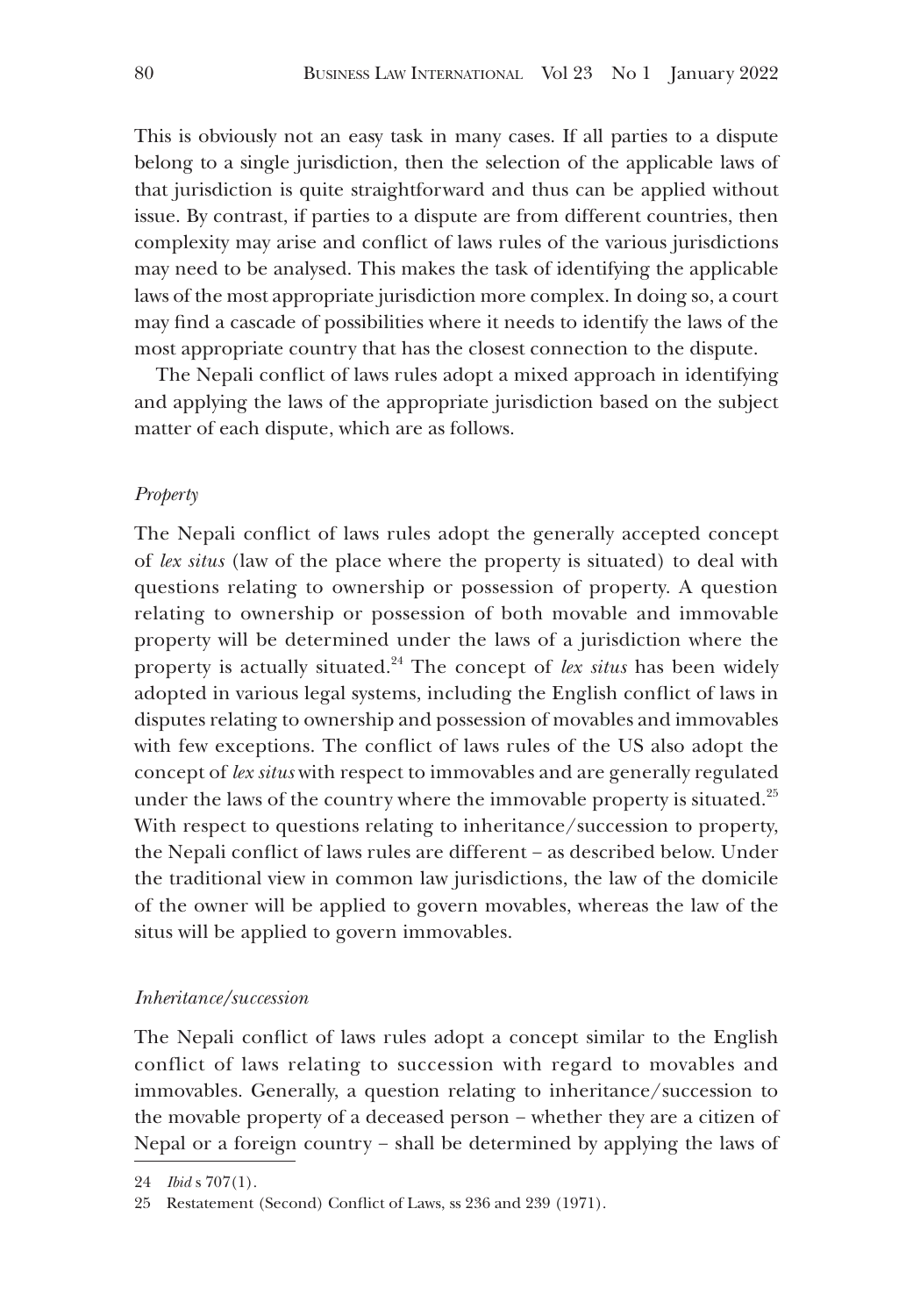This is obviously not an easy task in many cases. If all parties to a dispute belong to a single jurisdiction, then the selection of the applicable laws of that jurisdiction is quite straightforward and thus can be applied without issue. By contrast, if parties to a dispute are from different countries, then complexity may arise and conflict of laws rules of the various jurisdictions may need to be analysed. This makes the task of identifying the applicable laws of the most appropriate jurisdiction more complex. In doing so, a court may find a cascade of possibilities where it needs to identify the laws of the most appropriate country that has the closest connection to the dispute.

The Nepali conflict of laws rules adopt a mixed approach in identifying and applying the laws of the appropriate jurisdiction based on the subject matter of each dispute, which are as follows.

### *Property*

The Nepali conflict of laws rules adopt the generally accepted concept of *lex situs* (law of the place where the property is situated) to deal with questions relating to ownership or possession of property. A question relating to ownership or possession of both movable and immovable property will be determined under the laws of a jurisdiction where the property is actually situated.[24] The concept of *lex situs* has been widely adopted in various legal systems, including the English conflict of laws in disputes relating to ownership and possession of movables and immovables with few exceptions. The conflict of laws rules of the US also adopt the concept of *lex situs* with respect to immovables and are generally regulated under the laws of the country where the immovable property is situated.[25] With respect to questions relating to inheritance/succession to property, the Nepali conflict of laws rules are different – as described below. Under the traditional view in common law jurisdictions, the law of the domicile of the owner will be applied to govern movables, whereas the law of the situs will be applied to govern immovables.

### *Inheritance/succession*

The Nepali conflict of laws rules adopt a concept similar to the English conflict of laws relating to succession with regard to movables and immovables. Generally, a question relating to inheritance/succession to the movable property of a deceased person – whether they are a citizen of Nepal or a foreign country – shall be determined by applying the laws of

---

24 *Ibid* s 707(1).

25 Restatement (Second) Conflict of Laws, ss 236 and 239 (1971).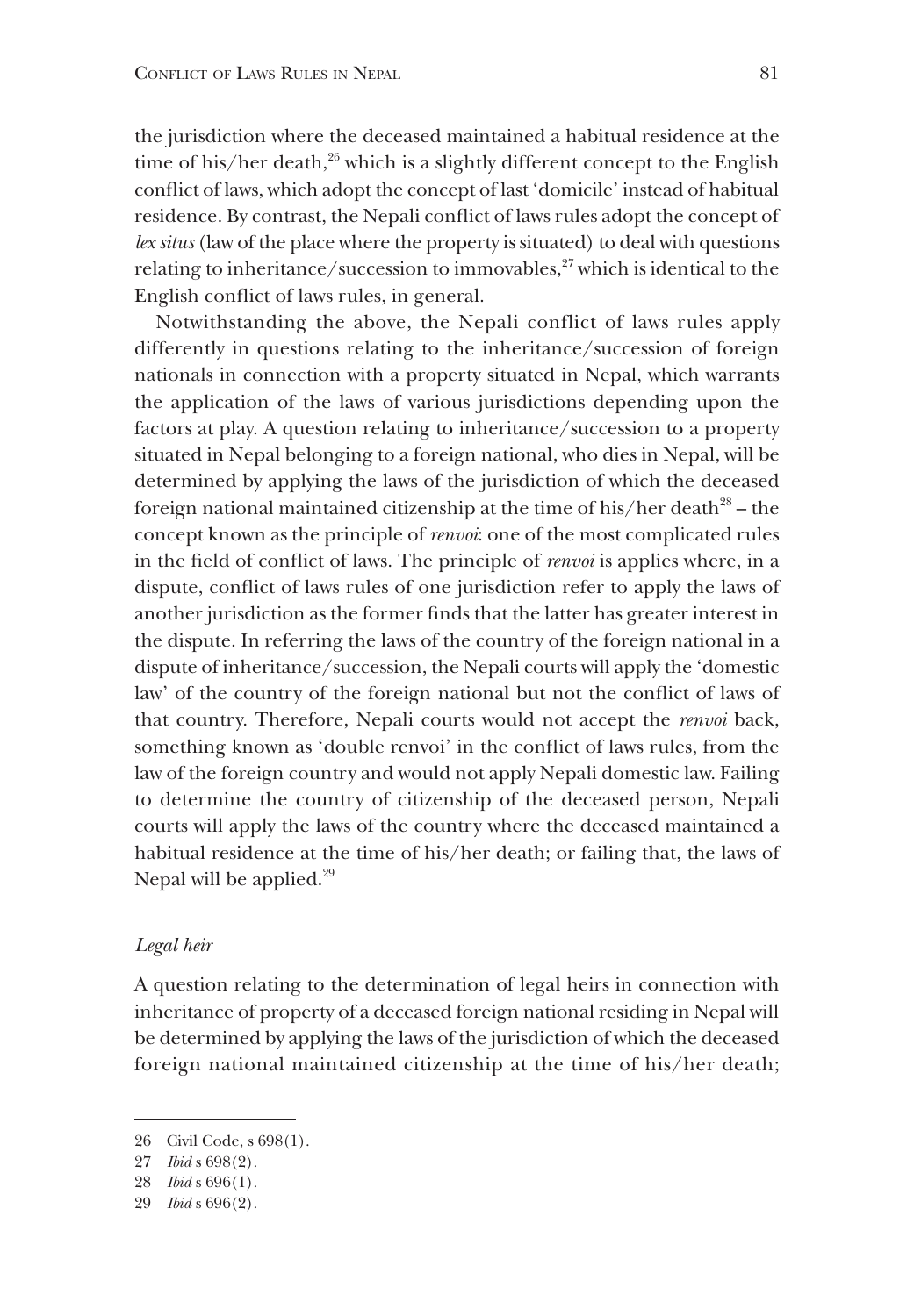the jurisdiction where the deceased maintained a habitual residence at the time of his/her death,[26] which is a slightly different concept to the English conflict of laws, which adopt the concept of last 'domicile' instead of habitual residence. By contrast, the Nepali conflict of laws rules adopt the concept of *lex situs* (law of the place where the property is situated) to deal with questions relating to inheritance/succession to immovables,[27] which is identical to the English conflict of laws rules, in general.

Notwithstanding the above, the Nepali conflict of laws rules apply differently in questions relating to the inheritance/succession of foreign nationals in connection with a property situated in Nepal, which warrants the application of the laws of various jurisdictions depending upon the factors at play. A question relating to inheritance/succession to a property situated in Nepal belonging to a foreign national, who dies in Nepal, will be determined by applying the laws of the jurisdiction of which the deceased foreign national maintained citizenship at the time of his/her death[28] – the concept known as the principle of *renvoi*: one of the most complicated rules in the field of conflict of laws. The principle of *renvoi* is applies where, in a dispute, conflict of laws rules of one jurisdiction refer to apply the laws of another jurisdiction as the former finds that the latter has greater interest in the dispute. In referring the laws of the country of the foreign national in a dispute of inheritance/succession, the Nepali courts will apply the 'domestic law' of the country of the foreign national but not the conflict of laws of that country. Therefore, Nepali courts would not accept the *renvoi* back, something known as 'double renvoi' in the conflict of laws rules, from the law of the foreign country and would not apply Nepali domestic law. Failing to determine the country of citizenship of the deceased person, Nepali courts will apply the laws of the country where the deceased maintained a habitual residence at the time of his/her death; or failing that, the laws of Nepal will be applied.[29]

### *Legal heir*

A question relating to the determination of legal heirs in connection with inheritance of property of a deceased foreign national residing in Nepal will be determined by applying the laws of the jurisdiction of which the deceased foreign national maintained citizenship at the time of his/her death;

---

26 Civil Code, s 698(1).

27 *Ibid* s 698(2).

28 *Ibid* s 696(1).

29 *Ibid* s 696(2).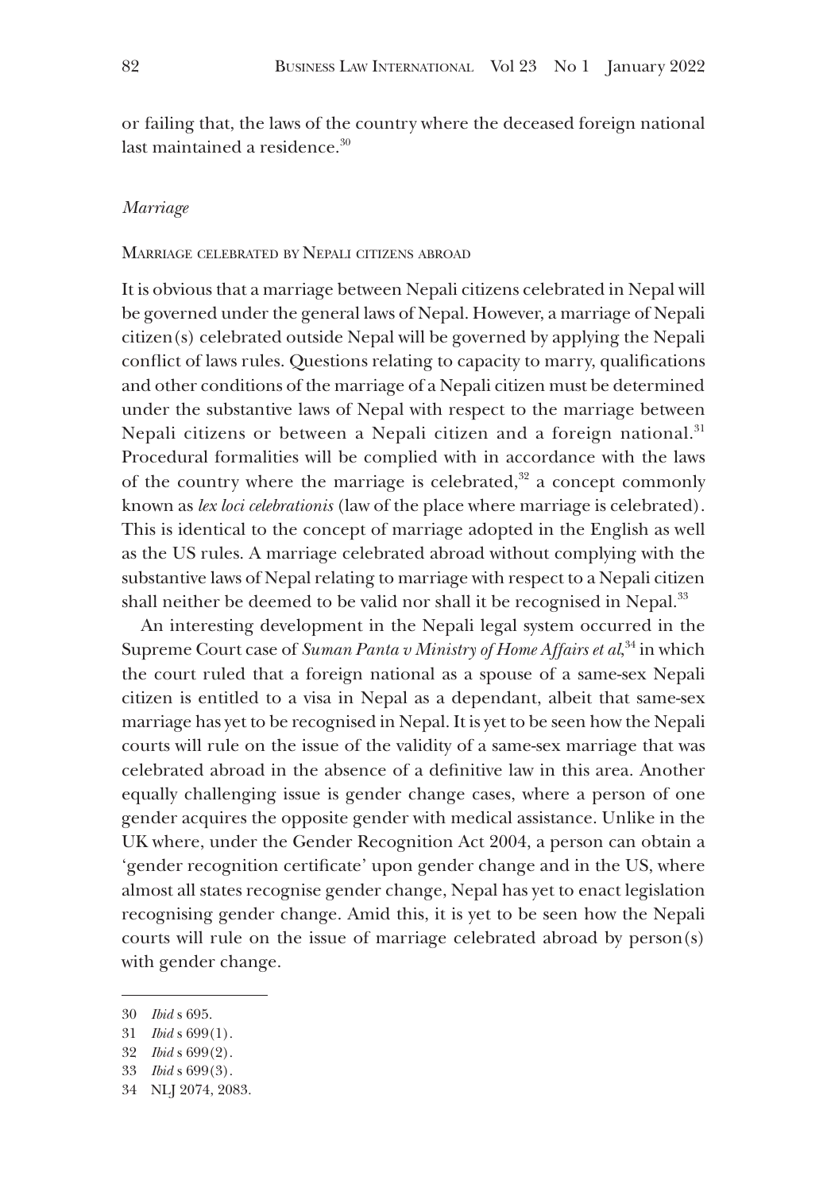or failing that, the laws of the country where the deceased foreign national last maintained a residence.[30]

### *Marriage*

#### Marriage celebrated by Nepali citizens abroad

It is obvious that a marriage between Nepali citizens celebrated in Nepal will be governed under the general laws of Nepal. However, a marriage of Nepali citizen(s) celebrated outside Nepal will be governed by applying the Nepali conflict of laws rules. Questions relating to capacity to marry, qualifications and other conditions of the marriage of a Nepali citizen must be determined under the substantive laws of Nepal with respect to the marriage between Nepali citizens or between a Nepali citizen and a foreign national.[31] Procedural formalities will be complied with in accordance with the laws of the country where the marriage is celebrated,[32] a concept commonly known as *lex loci celebrationis* (law of the place where marriage is celebrated). This is identical to the concept of marriage adopted in the English as well as the US rules. A marriage celebrated abroad without complying with the substantive laws of Nepal relating to marriage with respect to a Nepali citizen shall neither be deemed to be valid nor shall it be recognised in Nepal.[33]

An interesting development in the Nepali legal system occurred in the Supreme Court case of *Suman Panta v Ministry of Home Affairs et al*,[34] in which the court ruled that a foreign national as a spouse of a same-sex Nepali citizen is entitled to a visa in Nepal as a dependant, albeit that same-sex marriage has yet to be recognised in Nepal. It is yet to be seen how the Nepali courts will rule on the issue of the validity of a same-sex marriage that was celebrated abroad in the absence of a definitive law in this area. Another equally challenging issue is gender change cases, where a person of one gender acquires the opposite gender with medical assistance. Unlike in the UK where, under the Gender Recognition Act 2004, a person can obtain a 'gender recognition certificate' upon gender change and in the US, where almost all states recognise gender change, Nepal has yet to enact legislation recognising gender change. Amid this, it is yet to be seen how the Nepali courts will rule on the issue of marriage celebrated abroad by person(s) with gender change.

---

30 *Ibid* s 695.

31 *Ibid* s 699(1).

32 *Ibid* s 699(2).

33 *Ibid* s 699(3).

34 NLJ 2074, 2083.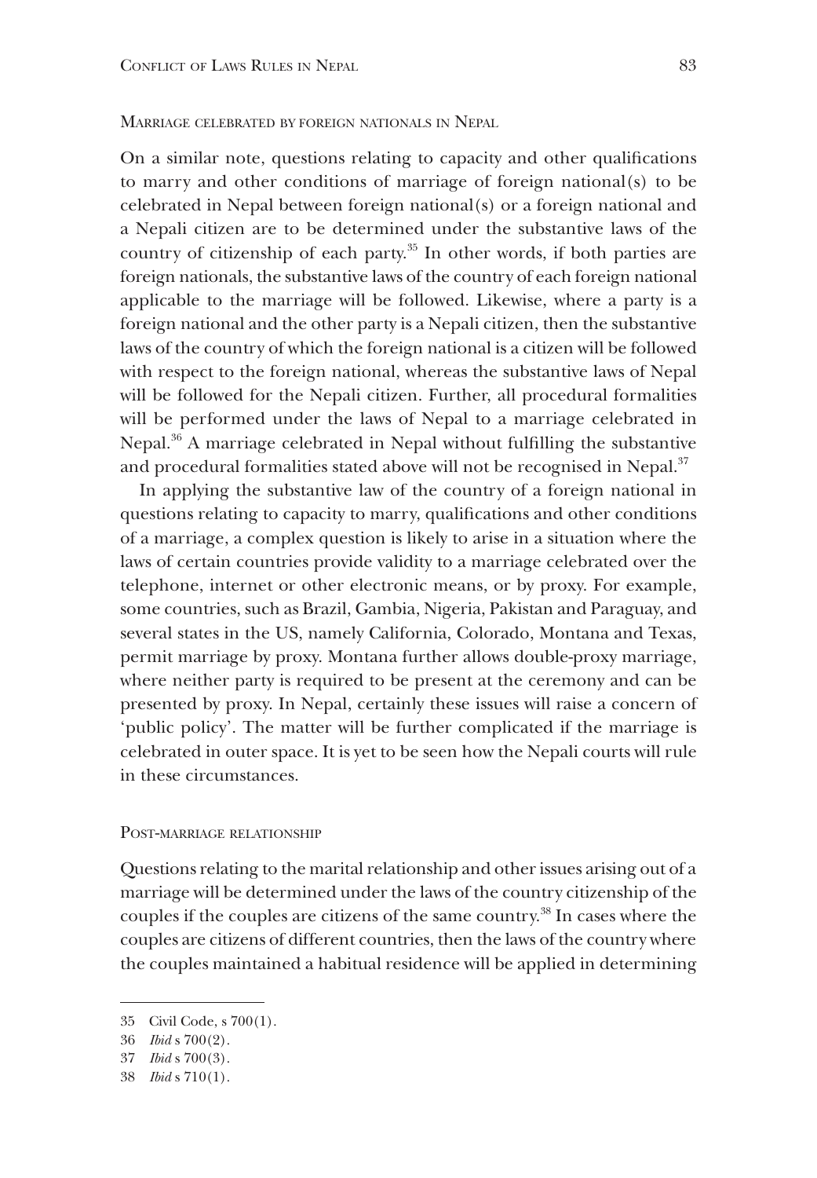### Marriage celebrated by foreign nationals in Nepal

On a similar note, questions relating to capacity and other qualifications to marry and other conditions of marriage of foreign national(s) to be celebrated in Nepal between foreign national(s) or a foreign national and a Nepali citizen are to be determined under the substantive laws of the country of citizenship of each party.[35] In other words, if both parties are foreign nationals, the substantive laws of the country of each foreign national applicable to the marriage will be followed. Likewise, where a party is a foreign national and the other party is a Nepali citizen, then the substantive laws of the country of which the foreign national is a citizen will be followed with respect to the foreign national, whereas the substantive laws of Nepal will be followed for the Nepali citizen. Further, all procedural formalities will be performed under the laws of Nepal to a marriage celebrated in Nepal.[36] A marriage celebrated in Nepal without fulfilling the substantive and procedural formalities stated above will not be recognised in Nepal.[37]

In applying the substantive law of the country of a foreign national in questions relating to capacity to marry, qualifications and other conditions of a marriage, a complex question is likely to arise in a situation where the laws of certain countries provide validity to a marriage celebrated over the telephone, internet or other electronic means, or by proxy. For example, some countries, such as Brazil, Gambia, Nigeria, Pakistan and Paraguay, and several states in the US, namely California, Colorado, Montana and Texas, permit marriage by proxy. Montana further allows double-proxy marriage, where neither party is required to be present at the ceremony and can be presented by proxy. In Nepal, certainly these issues will raise a concern of 'public policy'. The matter will be further complicated if the marriage is celebrated in outer space. It is yet to be seen how the Nepali courts will rule in these circumstances.

### Post-marriage relationship

Questions relating to the marital relationship and other issues arising out of a marriage will be determined under the laws of the country citizenship of the couples if the couples are citizens of the same country.[38] In cases where the couples are citizens of different countries, then the laws of the country where the couples maintained a habitual residence will be applied in determining

---

35 Civil Code, s 700(1).

36 *Ibid* s 700(2).

37 *Ibid* s 700(3).

38 *Ibid* s 710(1).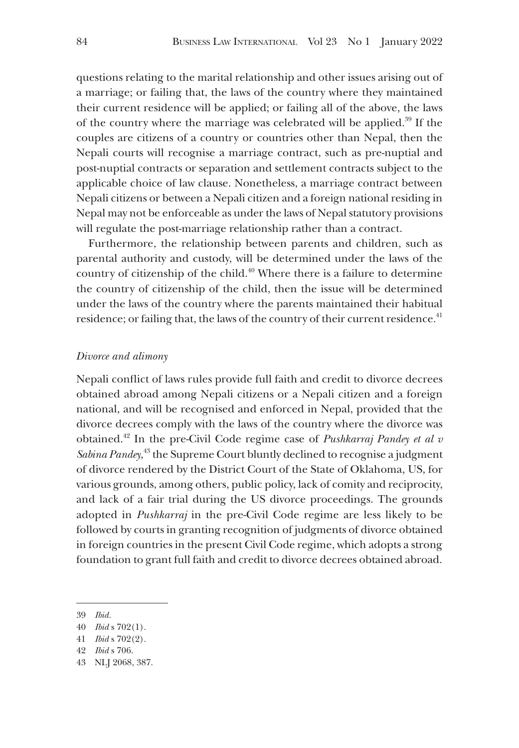questions relating to the marital relationship and other issues arising out of a marriage; or failing that, the laws of the country where they maintained their current residence will be applied; or failing all of the above, the laws of the country where the marriage was celebrated will be applied.[39] If the couples are citizens of a country or countries other than Nepal, then the Nepali courts will recognise a marriage contract, such as pre-nuptial and post-nuptial contracts or separation and settlement contracts subject to the applicable choice of law clause. Nonetheless, a marriage contract between Nepali citizens or between a Nepali citizen and a foreign national residing in Nepal may not be enforceable as under the laws of Nepal statutory provisions will regulate the post-marriage relationship rather than a contract.

Furthermore, the relationship between parents and children, such as parental authority and custody, will be determined under the laws of the country of citizenship of the child.[40] Where there is a failure to determine the country of citizenship of the child, then the issue will be determined under the laws of the country where the parents maintained their habitual residence; or failing that, the laws of the country of their current residence.[41]

### *Divorce and alimony*

Nepali conflict of laws rules provide full faith and credit to divorce decrees obtained abroad among Nepali citizens or a Nepali citizen and a foreign national, and will be recognised and enforced in Nepal, provided that the divorce decrees comply with the laws of the country where the divorce was obtained.[42] In the pre-Civil Code regime case of *Pushkarraj Pandey et al v Sabina Pandey*,[43] the Supreme Court bluntly declined to recognise a judgment of divorce rendered by the District Court of the State of Oklahoma, US, for various grounds, among others, public policy, lack of comity and reciprocity, and lack of a fair trial during the US divorce proceedings. The grounds adopted in *Pushkarraj* in the pre-Civil Code regime are less likely to be followed by courts in granting recognition of judgments of divorce obtained in foreign countries in the present Civil Code regime, which adopts a strong foundation to grant full faith and credit to divorce decrees obtained abroad.

---

39 *Ibid*.

40 *Ibid* s 702(1).

41 *Ibid* s 702(2).

42 *Ibid* s 706.

43 NLJ 2068, 387.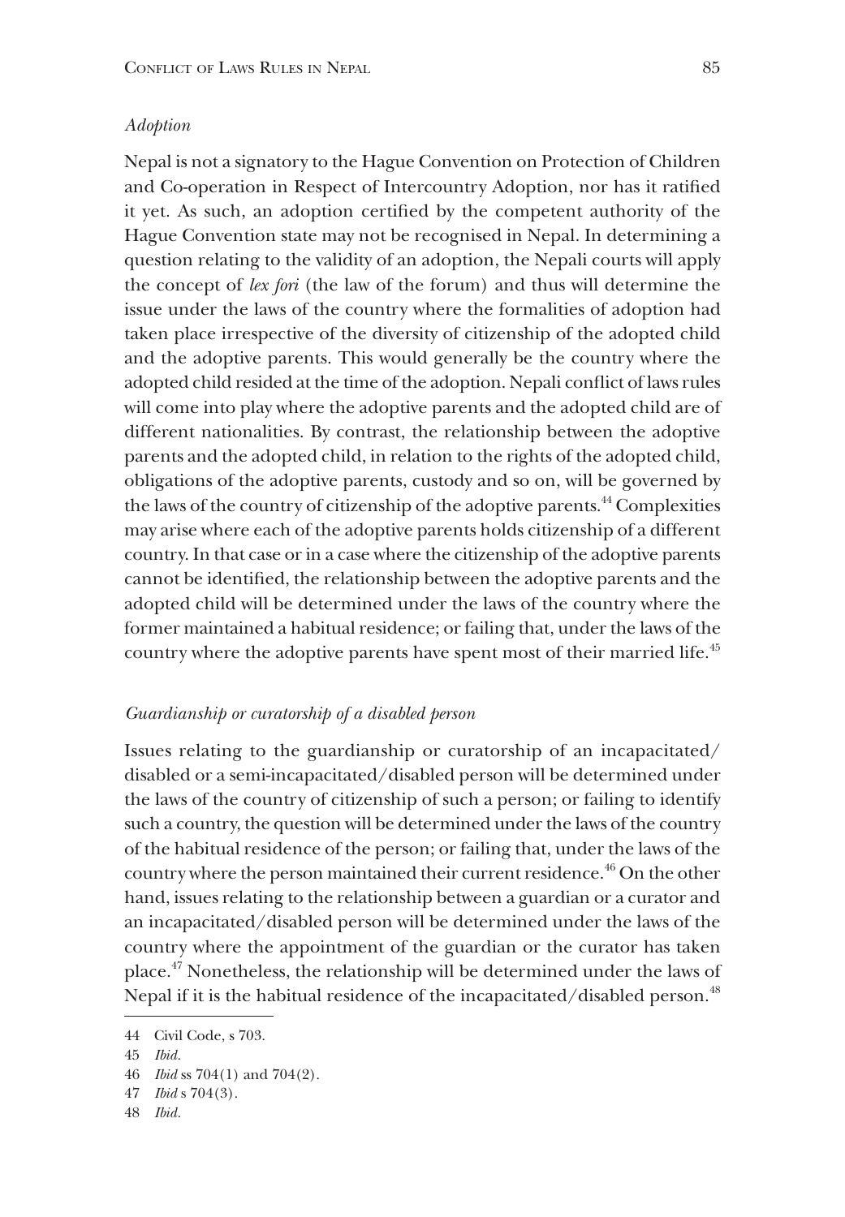*Adoption*

Nepal is not a signatory to the Hague Convention on Protection of Children and Co-operation in Respect of Intercountry Adoption, nor has it ratified it yet. As such, an adoption certified by the competent authority of the Hague Convention state may not be recognised in Nepal. In determining a question relating to the validity of an adoption, the Nepali courts will apply the concept of *lex fori* (the law of the forum) and thus will determine the issue under the laws of the country where the formalities of adoption had taken place irrespective of the diversity of citizenship of the adopted child and the adoptive parents. This would generally be the country where the adopted child resided at the time of the adoption. Nepali conflict of laws rules will come into play where the adoptive parents and the adopted child are of different nationalities. By contrast, the relationship between the adoptive parents and the adopted child, in relation to the rights of the adopted child, obligations of the adoptive parents, custody and so on, will be governed by the laws of the country of citizenship of the adoptive parents.[44] Complexities may arise where each of the adoptive parents holds citizenship of a different country. In that case or in a case where the citizenship of the adoptive parents cannot be identified, the relationship between the adoptive parents and the adopted child will be determined under the laws of the country where the former maintained a habitual residence; or failing that, under the laws of the country where the adoptive parents have spent most of their married life.[45]

*Guardianship or curatorship of a disabled person*

Issues relating to the guardianship or curatorship of an incapacitated/disabled or a semi-incapacitated/disabled person will be determined under the laws of the country of citizenship of such a person; or failing to identify such a country, the question will be determined under the laws of the country of the habitual residence of the person; or failing that, under the laws of the country where the person maintained their current residence.[46] On the other hand, issues relating to the relationship between a guardian or a curator and an incapacitated/disabled person will be determined under the laws of the country where the appointment of the guardian or the curator has taken place.[47] Nonetheless, the relationship will be determined under the laws of Nepal if it is the habitual residence of the incapacitated/disabled person.[48]

---

44 Civil Code, s 703.

45 *Ibid.*

46 *Ibid* ss 704(1) and 704(2).

47 *Ibid* s 704(3).

48 *Ibid.*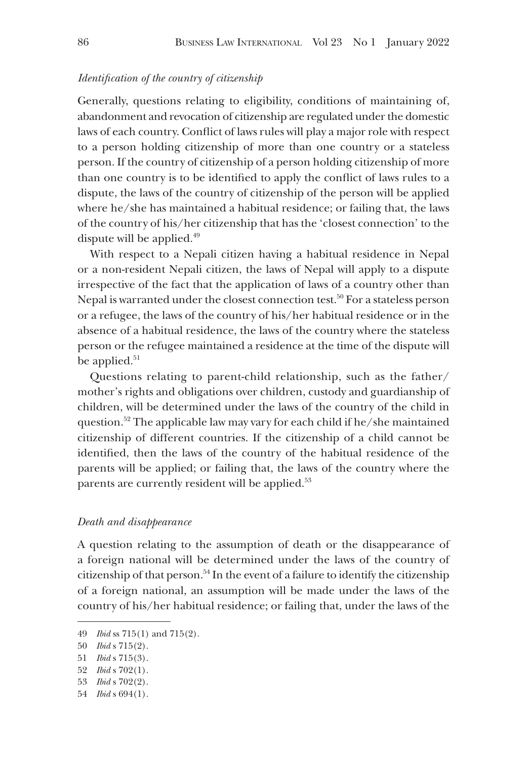*Identification of the country of citizenship*

Generally, questions relating to eligibility, conditions of maintaining of, abandonment and revocation of citizenship are regulated under the domestic laws of each country. Conflict of laws rules will play a major role with respect to a person holding citizenship of more than one country or a stateless person. If the country of citizenship of a person holding citizenship of more than one country is to be identified to apply the conflict of laws rules to a dispute, the laws of the country of citizenship of the person will be applied where he/she has maintained a habitual residence; or failing that, the laws of the country of his/her citizenship that has the 'closest connection' to the dispute will be applied.[49]

With respect to a Nepali citizen having a habitual residence in Nepal or a non-resident Nepali citizen, the laws of Nepal will apply to a dispute irrespective of the fact that the application of laws of a country other than Nepal is warranted under the closest connection test.[50] For a stateless person or a refugee, the laws of the country of his/her habitual residence or in the absence of a habitual residence, the laws of the country where the stateless person or the refugee maintained a residence at the time of the dispute will be applied.[51]

Questions relating to parent-child relationship, such as the father/mother's rights and obligations over children, custody and guardianship of children, will be determined under the laws of the country of the child in question.[52] The applicable law may vary for each child if he/she maintained citizenship of different countries. If the citizenship of a child cannot be identified, then the laws of the country of the habitual residence of the parents will be applied; or failing that, the laws of the country where the parents are currently resident will be applied.[53]

*Death and disappearance*

A question relating to the assumption of death or the disappearance of a foreign national will be determined under the laws of the country of citizenship of that person.[54] In the event of a failure to identify the citizenship of a foreign national, an assumption will be made under the laws of the country of his/her habitual residence; or failing that, under the laws of the

---

49 *Ibid* ss 715(1) and 715(2).

50 *Ibid* s 715(2).

51 *Ibid* s 715(3).

52 *Ibid* s 702(1).

53 *Ibid* s 702(2).

54 *Ibid* s 694(1).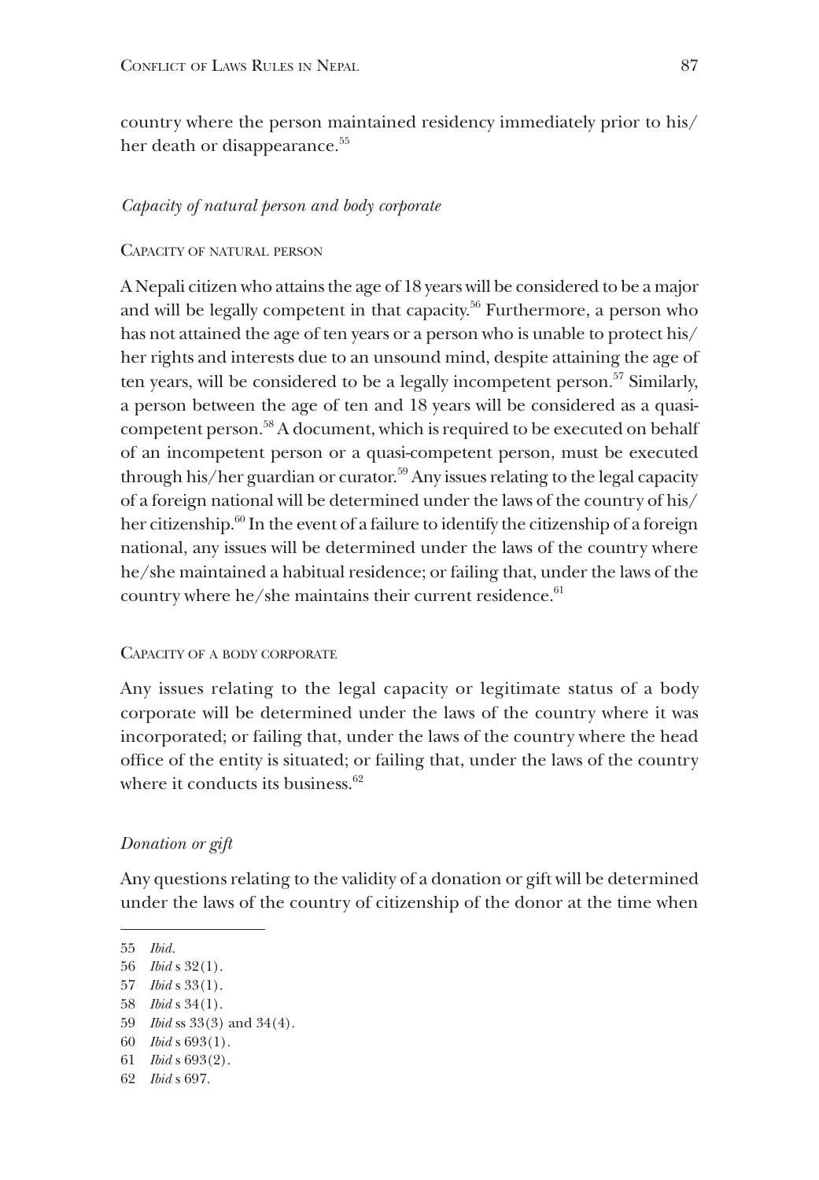country where the person maintained residency immediately prior to his/her death or disappearance.[55]

### *Capacity of natural person and body corporate*

#### Capacity of natural person

A Nepali citizen who attains the age of 18 years will be considered to be a major and will be legally competent in that capacity.[56] Furthermore, a person who has not attained the age of ten years or a person who is unable to protect his/her rights and interests due to an unsound mind, despite attaining the age of ten years, will be considered to be a legally incompetent person.[57] Similarly, a person between the age of ten and 18 years will be considered as a quasi-competent person.[58] A document, which is required to be executed on behalf of an incompetent person or a quasi-competent person, must be executed through his/her guardian or curator.[59] Any issues relating to the legal capacity of a foreign national will be determined under the laws of the country of his/her citizenship.[60] In the event of a failure to identify the citizenship of a foreign national, any issues will be determined under the laws of the country where he/she maintained a habitual residence; or failing that, under the laws of the country where he/she maintains their current residence.[61]

#### Capacity of a body corporate

Any issues relating to the legal capacity or legitimate status of a body corporate will be determined under the laws of the country where it was incorporated; or failing that, under the laws of the country where the head office of the entity is situated; or failing that, under the laws of the country where it conducts its business.[62]

### *Donation or gift*

Any questions relating to the validity of a donation or gift will be determined under the laws of the country of citizenship of the donor at the time when

---

55 *Ibid.*
56 *Ibid* s 32(1).
57 *Ibid* s 33(1).
58 *Ibid* s 34(1).
59 *Ibid* ss 33(3) and 34(4).
60 *Ibid* s 693(1).
61 *Ibid* s 693(2).
62 *Ibid* s 697.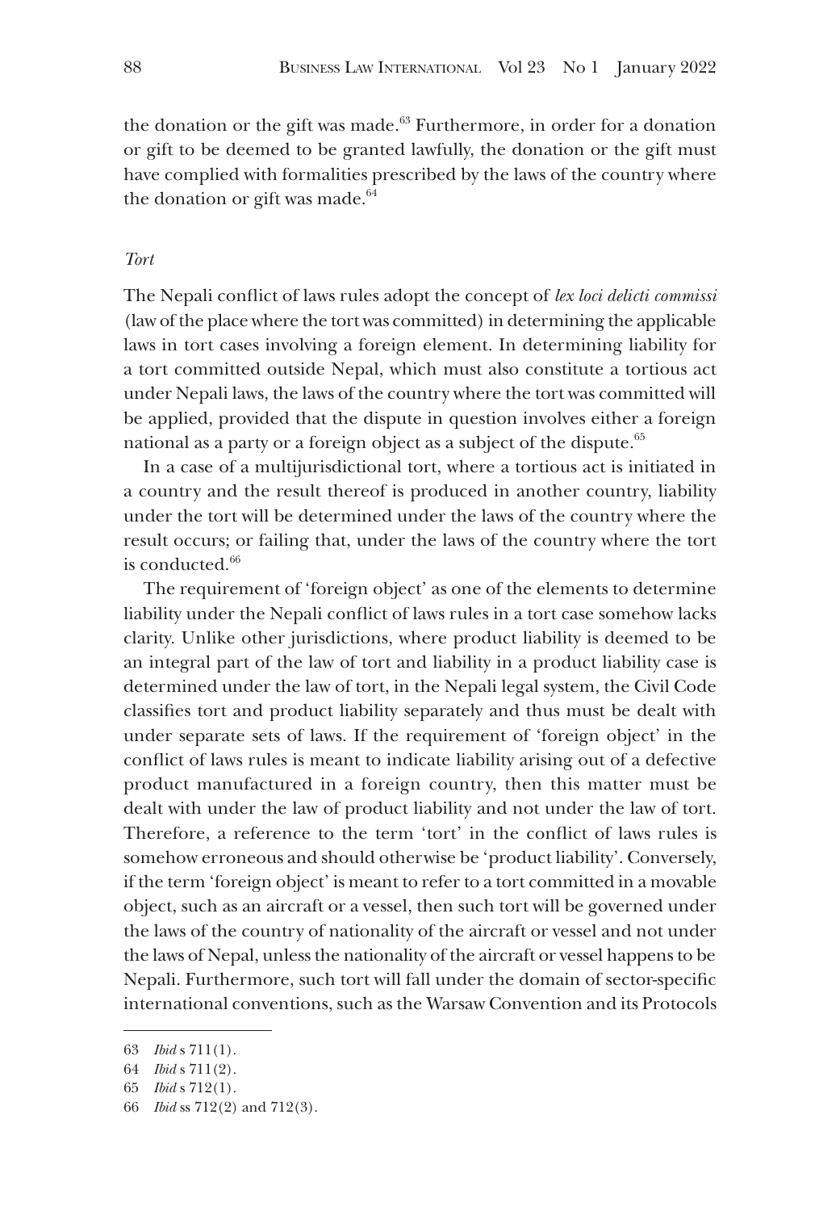the donation or the gift was made.[63] Furthermore, in order for a donation or gift to be deemed to be granted lawfully, the donation or the gift must have complied with formalities prescribed by the laws of the country where the donation or gift was made.[64]

### *Tort*

The Nepali conflict of laws rules adopt the concept of *lex loci delicti commissi* (law of the place where the tort was committed) in determining the applicable laws in tort cases involving a foreign element. In determining liability for a tort committed outside Nepal, which must also constitute a tortious act under Nepali laws, the laws of the country where the tort was committed will be applied, provided that the dispute in question involves either a foreign national as a party or a foreign object as a subject of the dispute.[65]

In a case of a multijurisdictional tort, where a tortious act is initiated in a country and the result thereof is produced in another country, liability under the tort will be determined under the laws of the country where the result occurs; or failing that, under the laws of the country where the tort is conducted.[66]

The requirement of 'foreign object' as one of the elements to determine liability under the Nepali conflict of laws rules in a tort case somehow lacks clarity. Unlike other jurisdictions, where product liability is deemed to be an integral part of the law of tort and liability in a product liability case is determined under the law of tort, in the Nepali legal system, the Civil Code classifies tort and product liability separately and thus must be dealt with under separate sets of laws. If the requirement of 'foreign object' in the conflict of laws rules is meant to indicate liability arising out of a defective product manufactured in a foreign country, then this matter must be dealt with under the law of product liability and not under the law of tort. Therefore, a reference to the term 'tort' in the conflict of laws rules is somehow erroneous and should otherwise be 'product liability'. Conversely, if the term 'foreign object' is meant to refer to a tort committed in a movable object, such as an aircraft or a vessel, then such tort will be governed under the laws of the country of nationality of the aircraft or vessel and not under the laws of Nepal, unless the nationality of the aircraft or vessel happens to be Nepali. Furthermore, such tort will fall under the domain of sector-specific international conventions, such as the Warsaw Convention and its Protocols

---

63 *Ibid* s 711(1).

64 *Ibid* s 711(2).

65 *Ibid* s 712(1).

66 *Ibid* ss 712(2) and 712(3).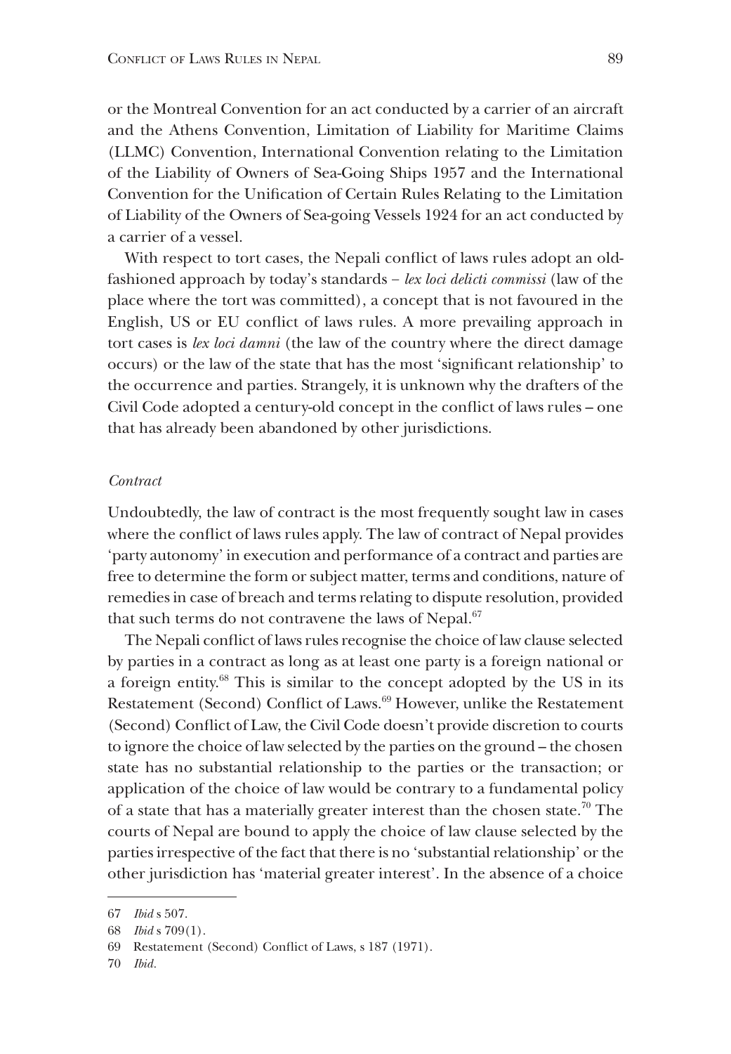or the Montreal Convention for an act conducted by a carrier of an aircraft and the Athens Convention, Limitation of Liability for Maritime Claims (LLMC) Convention, International Convention relating to the Limitation of the Liability of Owners of Sea-Going Ships 1957 and the International Convention for the Unification of Certain Rules Relating to the Limitation of Liability of the Owners of Sea-going Vessels 1924 for an act conducted by a carrier of a vessel.

With respect to tort cases, the Nepali conflict of laws rules adopt an old-fashioned approach by today's standards – *lex loci delicti commissi* (law of the place where the tort was committed), a concept that is not favoured in the English, US or EU conflict of laws rules. A more prevailing approach in tort cases is *lex loci damni* (the law of the country where the direct damage occurs) or the law of the state that has the most 'significant relationship' to the occurrence and parties. Strangely, it is unknown why the drafters of the Civil Code adopted a century-old concept in the conflict of laws rules – one that has already been abandoned by other jurisdictions.

*Contract*

Undoubtedly, the law of contract is the most frequently sought law in cases where the conflict of laws rules apply. The law of contract of Nepal provides 'party autonomy' in execution and performance of a contract and parties are free to determine the form or subject matter, terms and conditions, nature of remedies in case of breach and terms relating to dispute resolution, provided that such terms do not contravene the laws of Nepal.[67]

The Nepali conflict of laws rules recognise the choice of law clause selected by parties in a contract as long as at least one party is a foreign national or a foreign entity.[68] This is similar to the concept adopted by the US in its Restatement (Second) Conflict of Laws.[69] However, unlike the Restatement (Second) Conflict of Law, the Civil Code doesn't provide discretion to courts to ignore the choice of law selected by the parties on the ground – the chosen state has no substantial relationship to the parties or the transaction; or application of the choice of law would be contrary to a fundamental policy of a state that has a materially greater interest than the chosen state.[70] The courts of Nepal are bound to apply the choice of law clause selected by the parties irrespective of the fact that there is no 'substantial relationship' or the other jurisdiction has 'material greater interest'. In the absence of a choice

67 *Ibid* s 507.

68 *Ibid* s 709(1).

69 Restatement (Second) Conflict of Laws, s 187 (1971).

70 *Ibid.*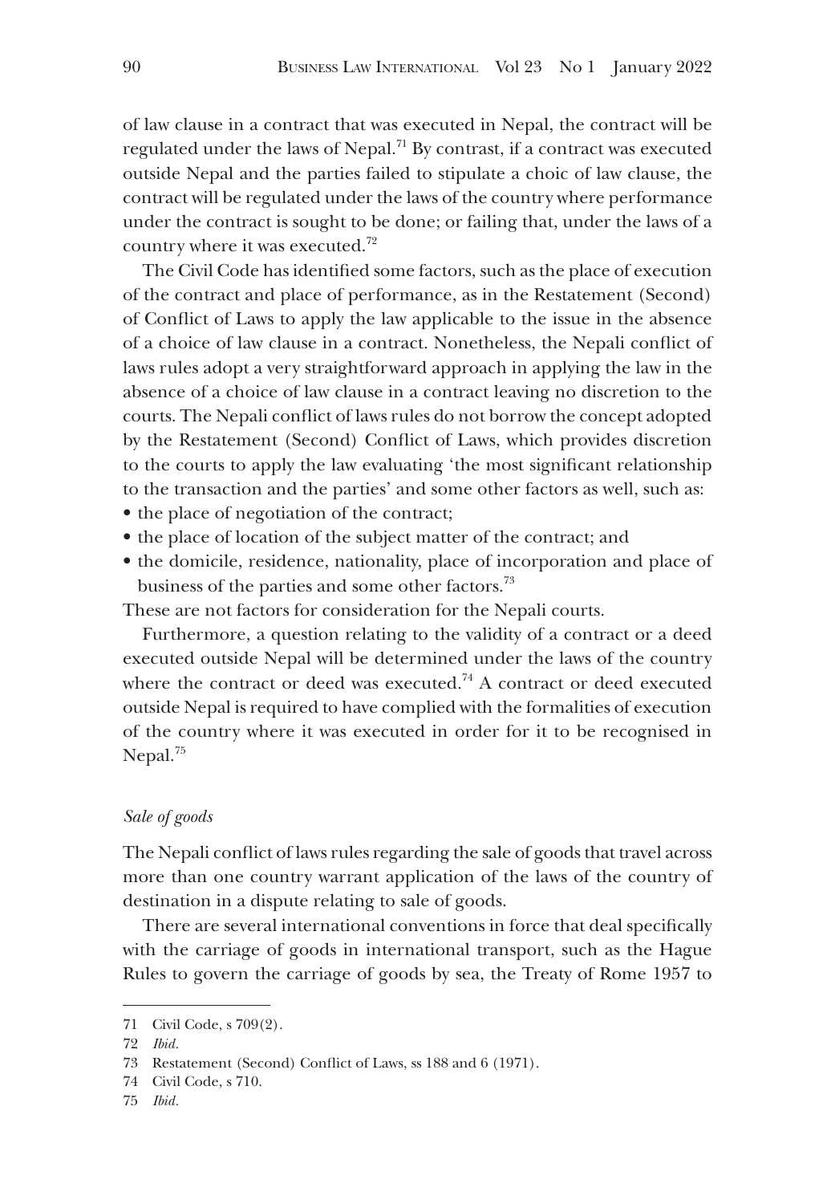of law clause in a contract that was executed in Nepal, the contract will be regulated under the laws of Nepal.[71] By contrast, if a contract was executed outside Nepal and the parties failed to stipulate a choic of law clause, the contract will be regulated under the laws of the country where performance under the contract is sought to be done; or failing that, under the laws of a country where it was executed.[72]

The Civil Code has identified some factors, such as the place of execution of the contract and place of performance, as in the Restatement (Second) of Conflict of Laws to apply the law applicable to the issue in the absence of a choice of law clause in a contract. Nonetheless, the Nepali conflict of laws rules adopt a very straightforward approach in applying the law in the absence of a choice of law clause in a contract leaving no discretion to the courts. The Nepali conflict of laws rules do not borrow the concept adopted by the Restatement (Second) Conflict of Laws, which provides discretion to the courts to apply the law evaluating 'the most significant relationship to the transaction and the parties' and some other factors as well, such as:

- the place of negotiation of the contract;
- the place of location of the subject matter of the contract; and
- the domicile, residence, nationality, place of incorporation and place of business of the parties and some other factors.[73]

These are not factors for consideration for the Nepali courts.

Furthermore, a question relating to the validity of a contract or a deed executed outside Nepal will be determined under the laws of the country where the contract or deed was executed.[74] A contract or deed executed outside Nepal is required to have complied with the formalities of execution of the country where it was executed in order for it to be recognised in Nepal.[75]

### *Sale of goods*

The Nepali conflict of laws rules regarding the sale of goods that travel across more than one country warrant application of the laws of the country of destination in a dispute relating to sale of goods.

There are several international conventions in force that deal specifically with the carriage of goods in international transport, such as the Hague Rules to govern the carriage of goods by sea, the Treaty of Rome 1957 to

---

71 Civil Code, s 709(2).

72 *Ibid.*

73 Restatement (Second) Conflict of Laws, ss 188 and 6 (1971).

74 Civil Code, s 710.

75 *Ibid.*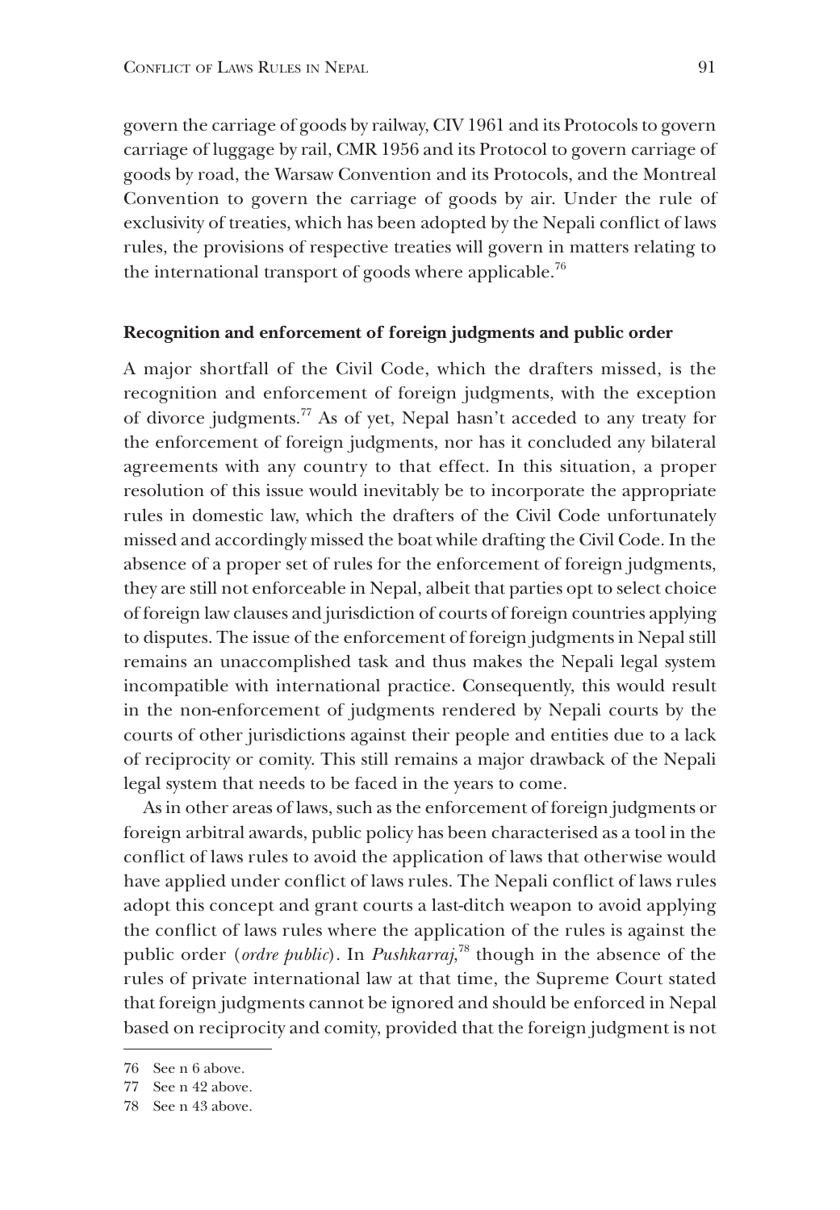govern the carriage of goods by railway, CIV 1961 and its Protocols to govern carriage of luggage by rail, CMR 1956 and its Protocol to govern carriage of goods by road, the Warsaw Convention and its Protocols, and the Montreal Convention to govern the carriage of goods by air. Under the rule of exclusivity of treaties, which has been adopted by the Nepali conflict of laws rules, the provisions of respective treaties will govern in matters relating to the international transport of goods where applicable.[76]

### Recognition and enforcement of foreign judgments and public order

A major shortfall of the Civil Code, which the drafters missed, is the recognition and enforcement of foreign judgments, with the exception of divorce judgments.[77] As of yet, Nepal hasn't acceded to any treaty for the enforcement of foreign judgments, nor has it concluded any bilateral agreements with any country to that effect. In this situation, a proper resolution of this issue would inevitably be to incorporate the appropriate rules in domestic law, which the drafters of the Civil Code unfortunately missed and accordingly missed the boat while drafting the Civil Code. In the absence of a proper set of rules for the enforcement of foreign judgments, they are still not enforceable in Nepal, albeit that parties opt to select choice of foreign law clauses and jurisdiction of courts of foreign countries applying to disputes. The issue of the enforcement of foreign judgments in Nepal still remains an unaccomplished task and thus makes the Nepali legal system incompatible with international practice. Consequently, this would result in the non-enforcement of judgments rendered by Nepali courts by the courts of other jurisdictions against their people and entities due to a lack of reciprocity or comity. This still remains a major drawback of the Nepali legal system that needs to be faced in the years to come.

As in other areas of laws, such as the enforcement of foreign judgments or foreign arbitral awards, public policy has been characterised as a tool in the conflict of laws rules to avoid the application of laws that otherwise would have applied under conflict of laws rules. The Nepali conflict of laws rules adopt this concept and grant courts a last-ditch weapon to avoid applying the conflict of laws rules where the application of the rules is against the public order (*ordre public*). In *Pushkarraj*,[78] though in the absence of the rules of private international law at that time, the Supreme Court stated that foreign judgments cannot be ignored and should be enforced in Nepal based on reciprocity and comity, provided that the foreign judgment is not

---

76 See n 6 above.

77 See n 42 above.

78 See n 43 above.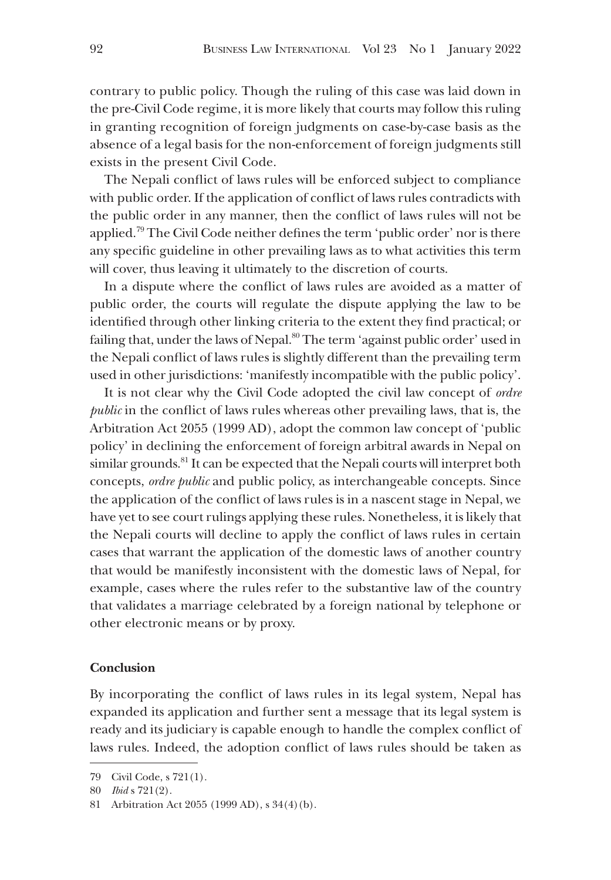contrary to public policy. Though the ruling of this case was laid down in the pre-Civil Code regime, it is more likely that courts may follow this ruling in granting recognition of foreign judgments on case-by-case basis as the absence of a legal basis for the non-enforcement of foreign judgments still exists in the present Civil Code.

The Nepali conflict of laws rules will be enforced subject to compliance with public order. If the application of conflict of laws rules contradicts with the public order in any manner, then the conflict of laws rules will not be applied.[79] The Civil Code neither defines the term 'public order' nor is there any specific guideline in other prevailing laws as to what activities this term will cover, thus leaving it ultimately to the discretion of courts.

In a dispute where the conflict of laws rules are avoided as a matter of public order, the courts will regulate the dispute applying the law to be identified through other linking criteria to the extent they find practical; or failing that, under the laws of Nepal.[80] The term 'against public order' used in the Nepali conflict of laws rules is slightly different than the prevailing term used in other jurisdictions: 'manifestly incompatible with the public policy'.

It is not clear why the Civil Code adopted the civil law concept of *ordre public* in the conflict of laws rules whereas other prevailing laws, that is, the Arbitration Act 2055 (1999 AD), adopt the common law concept of 'public policy' in declining the enforcement of foreign arbitral awards in Nepal on similar grounds.[81] It can be expected that the Nepali courts will interpret both concepts, *ordre public* and public policy, as interchangeable concepts. Since the application of the conflict of laws rules is in a nascent stage in Nepal, we have yet to see court rulings applying these rules. Nonetheless, it is likely that the Nepali courts will decline to apply the conflict of laws rules in certain cases that warrant the application of the domestic laws of another country that would be manifestly inconsistent with the domestic laws of Nepal, for example, cases where the rules refer to the substantive law of the country that validates a marriage celebrated by a foreign national by telephone or other electronic means or by proxy.

**Conclusion**

By incorporating the conflict of laws rules in its legal system, Nepal has expanded its application and further sent a message that its legal system is ready and its judiciary is capable enough to handle the complex conflict of laws rules. Indeed, the adoption conflict of laws rules should be taken as

79 Civil Code, s 721(1).

80 *Ibid* s 721(2).

81 Arbitration Act 2055 (1999 AD), s 34(4)(b).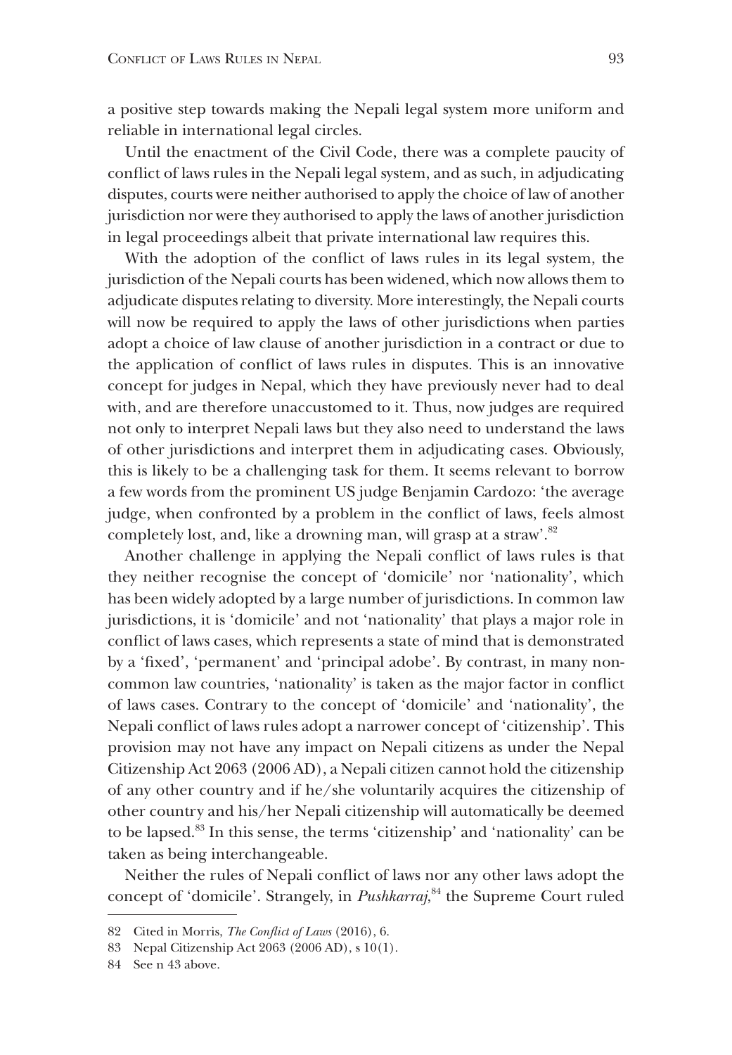a positive step towards making the Nepali legal system more uniform and reliable in international legal circles.

Until the enactment of the Civil Code, there was a complete paucity of conflict of laws rules in the Nepali legal system, and as such, in adjudicating disputes, courts were neither authorised to apply the choice of law of another jurisdiction nor were they authorised to apply the laws of another jurisdiction in legal proceedings albeit that private international law requires this.

With the adoption of the conflict of laws rules in its legal system, the jurisdiction of the Nepali courts has been widened, which now allows them to adjudicate disputes relating to diversity. More interestingly, the Nepali courts will now be required to apply the laws of other jurisdictions when parties adopt a choice of law clause of another jurisdiction in a contract or due to the application of conflict of laws rules in disputes. This is an innovative concept for judges in Nepal, which they have previously never had to deal with, and are therefore unaccustomed to it. Thus, now judges are required not only to interpret Nepali laws but they also need to understand the laws of other jurisdictions and interpret them in adjudicating cases. Obviously, this is likely to be a challenging task for them. It seems relevant to borrow a few words from the prominent US judge Benjamin Cardozo: 'the average judge, when confronted by a problem in the conflict of laws, feels almost completely lost, and, like a drowning man, will grasp at a straw'.[82]

Another challenge in applying the Nepali conflict of laws rules is that they neither recognise the concept of 'domicile' nor 'nationality', which has been widely adopted by a large number of jurisdictions. In common law jurisdictions, it is 'domicile' and not 'nationality' that plays a major role in conflict of laws cases, which represents a state of mind that is demonstrated by a 'fixed', 'permanent' and 'principal adobe'. By contrast, in many non-common law countries, 'nationality' is taken as the major factor in conflict of laws cases. Contrary to the concept of 'domicile' and 'nationality', the Nepali conflict of laws rules adopt a narrower concept of 'citizenship'. This provision may not have any impact on Nepali citizens as under the Nepal Citizenship Act 2063 (2006 AD), a Nepali citizen cannot hold the citizenship of any other country and if he/she voluntarily acquires the citizenship of other country and his/her Nepali citizenship will automatically be deemed to be lapsed.[83] In this sense, the terms 'citizenship' and 'nationality' can be taken as being interchangeable.

Neither the rules of Nepali conflict of laws nor any other laws adopt the concept of 'domicile'. Strangely, in *Pushkarraj*,[84] the Supreme Court ruled

---

82 Cited in Morris, *The Conflict of Laws* (2016), 6.

83 Nepal Citizenship Act 2063 (2006 AD), s 10(1).

84 See n 43 above.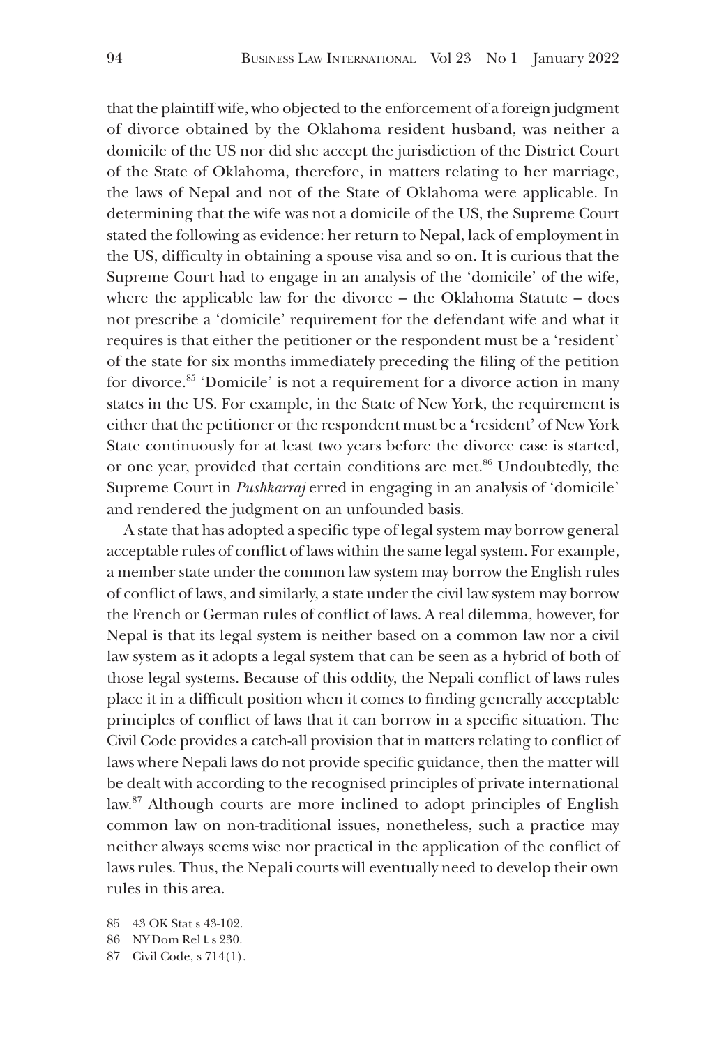that the plaintiff wife, who objected to the enforcement of a foreign judgment of divorce obtained by the Oklahoma resident husband, was neither a domicile of the US nor did she accept the jurisdiction of the District Court of the State of Oklahoma, therefore, in matters relating to her marriage, the laws of Nepal and not of the State of Oklahoma were applicable. In determining that the wife was not a domicile of the US, the Supreme Court stated the following as evidence: her return to Nepal, lack of employment in the US, difficulty in obtaining a spouse visa and so on. It is curious that the Supreme Court had to engage in an analysis of the 'domicile' of the wife, where the applicable law for the divorce – the Oklahoma Statute – does not prescribe a 'domicile' requirement for the defendant wife and what it requires is that either the petitioner or the respondent must be a 'resident' of the state for six months immediately preceding the filing of the petition for divorce.[85] 'Domicile' is not a requirement for a divorce action in many states in the US. For example, in the State of New York, the requirement is either that the petitioner or the respondent must be a 'resident' of New York State continuously for at least two years before the divorce case is started, or one year, provided that certain conditions are met.[86] Undoubtedly, the Supreme Court in *Pushkarraj* erred in engaging in an analysis of 'domicile' and rendered the judgment on an unfounded basis.

A state that has adopted a specific type of legal system may borrow general acceptable rules of conflict of laws within the same legal system. For example, a member state under the common law system may borrow the English rules of conflict of laws, and similarly, a state under the civil law system may borrow the French or German rules of conflict of laws. A real dilemma, however, for Nepal is that its legal system is neither based on a common law nor a civil law system as it adopts a legal system that can be seen as a hybrid of both of those legal systems. Because of this oddity, the Nepali conflict of laws rules place it in a difficult position when it comes to finding generally acceptable principles of conflict of laws that it can borrow in a specific situation. The Civil Code provides a catch-all provision that in matters relating to conflict of laws where Nepali laws do not provide specific guidance, then the matter will be dealt with according to the recognised principles of private international law.[87] Although courts are more inclined to adopt principles of English common law on non-traditional issues, nonetheless, such a practice may neither always seems wise nor practical in the application of the conflict of laws rules. Thus, the Nepali courts will eventually need to develop their own rules in this area.

---

85 43 OK Stat s 43-102.

86 NY Dom Rel L s 230.

87 Civil Code, s 714(1).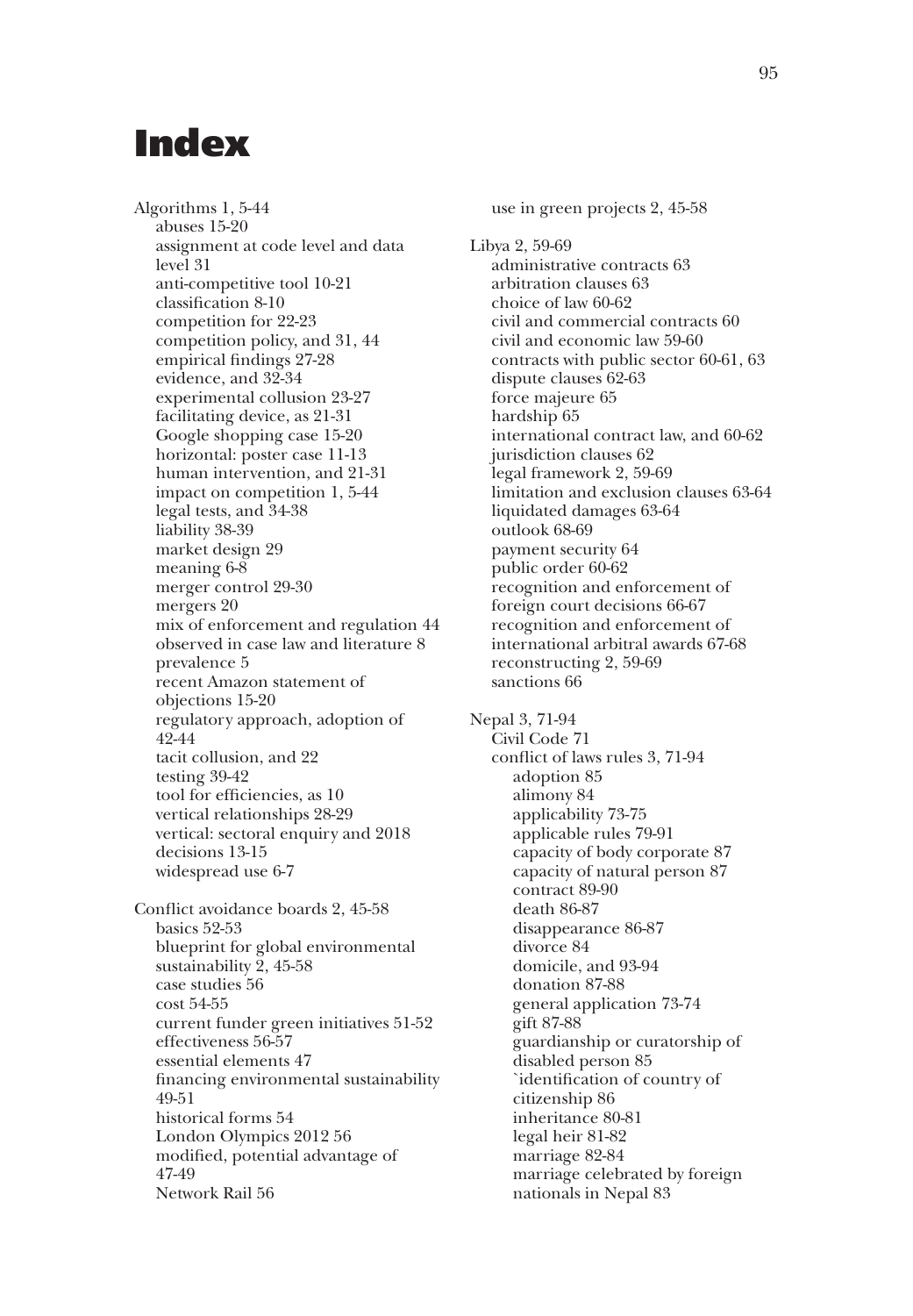# Index

Algorithms 1, 5-44
- abuses 15-20
- assignment at code level and data level 31
- anti-competitive tool 10-21
- classification 8-10
- competition for 22-23
- competition policy, and 31, 44
- empirical findings 27-28
- evidence, and 32-34
- experimental collusion 23-27
- facilitating device, as 21-31
- Google shopping case 15-20
- horizontal: poster case 11-13
- human intervention, and 21-31
- impact on competition 1, 5-44
- legal tests, and 34-38
- liability 38-39
- market design 29
- meaning 6-8
- merger control 29-30
- mergers 20
- mix of enforcement and regulation 44
- observed in case law and literature 8
- prevalence 5
- recent Amazon statement of objections 15-20
- regulatory approach, adoption of 42-44
- tacit collusion, and 22
- testing 39-42
- tool for efficiencies, as 10
- vertical relationships 28-29
- vertical: sectoral enquiry and 2018 decisions 13-15
- widespread use 6-7

Conflict avoidance boards 2, 45-58
- basics 52-53
- blueprint for global environmental sustainability 2, 45-58
- case studies 56
- cost 54-55
- current funder green initiatives 51-52
- effectiveness 56-57
- essential elements 47
- financing environmental sustainability 49-51
- historical forms 54
- London Olympics 2012 56
- modified, potential advantage of 47-49
- Network Rail 56
- use in green projects 2, 45-58

Libya 2, 59-69
- administrative contracts 63
- arbitration clauses 63
- choice of law 60-62
- civil and commercial contracts 60
- civil and economic law 59-60
- contracts with public sector 60-61, 63
- dispute clauses 62-63
- force majeure 65
- hardship 65
- international contract law, and 60-62
- jurisdiction clauses 62
- legal framework 2, 59-69
- limitation and exclusion clauses 63-64
- liquidated damages 63-64
- outlook 68-69
- payment security 64
- public order 60-62
- recognition and enforcement of foreign court decisions 66-67
- recognition and enforcement of international arbitral awards 67-68
- reconstructing 2, 59-69
- sanctions 66

Nepal 3, 71-94
- Civil Code 71
- conflict of laws rules 3, 71-94
  - adoption 85
  - alimony 84
  - applicability 73-75
  - applicable rules 79-91
  - capacity of body corporate 87
  - capacity of natural person 87
  - contract 89-90
  - death 86-87
  - disappearance 86-87
  - divorce 84
  - domicile, and 93-94
  - donation 87-88
  - general application 73-74
  - gift 87-88
  - guardianship or curatorship of disabled person 85
  - `identification of country of citizenship 86
  - inheritance 80-81
  - legal heir 81-82
  - marriage 82-84
  - marriage celebrated by foreign nationals in Nepal 83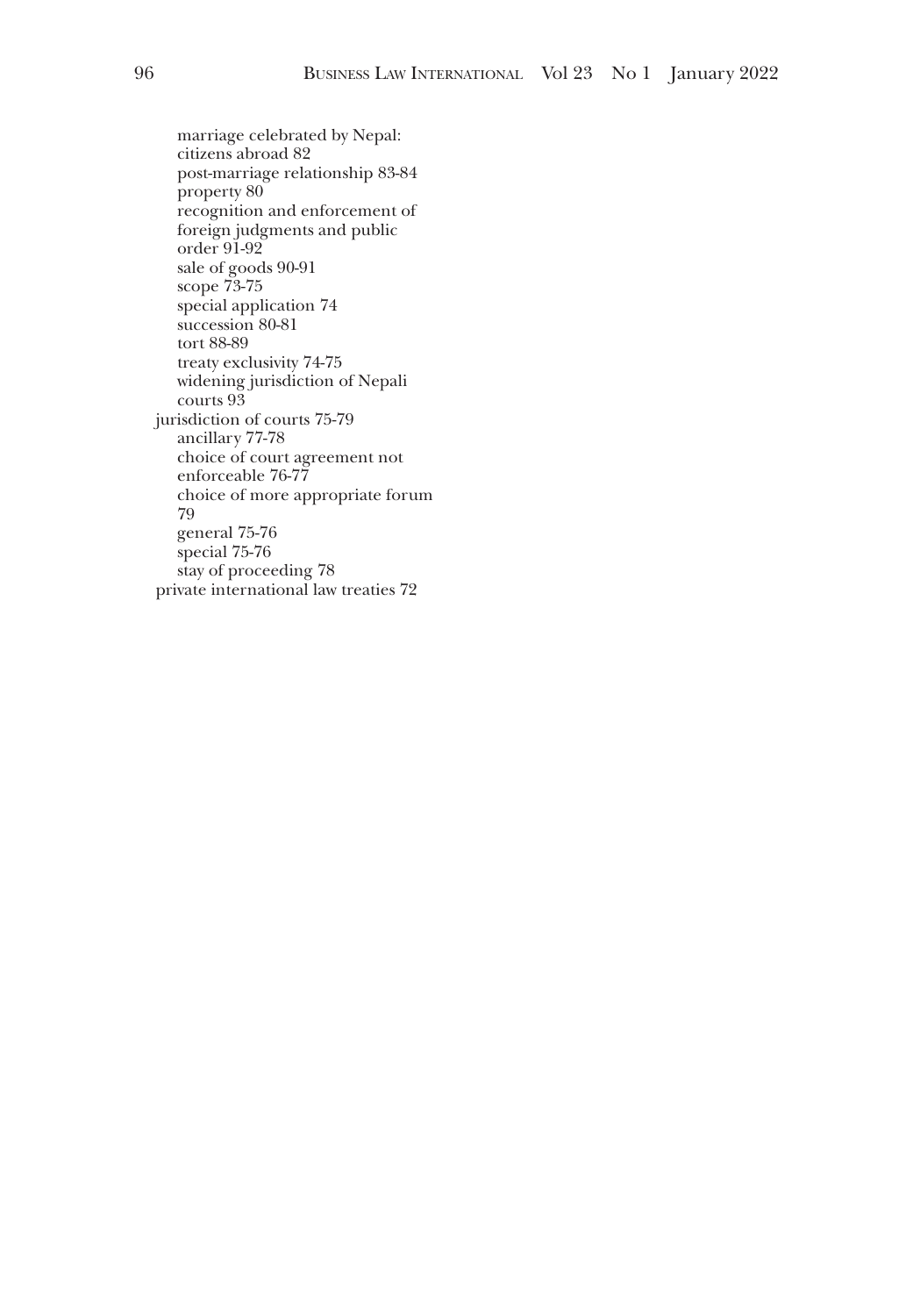- marriage celebrated by Nepal: citizens abroad 82
- post-marriage relationship 83-84
- property 80
- recognition and enforcement of foreign judgments and public order 91-92
- sale of goods 90-91
- scope 73-75
- special application 74
- succession 80-81
- tort 88-89
- treaty exclusivity 74-75
- widening jurisdiction of Nepali courts 93

jurisdiction of courts 75-79

- ancillary 77-78
- choice of court agreement not enforceable 76-77
- choice of more appropriate forum 79
- general 75-76
- special 75-76
- stay of proceeding 78

private international law treaties 72